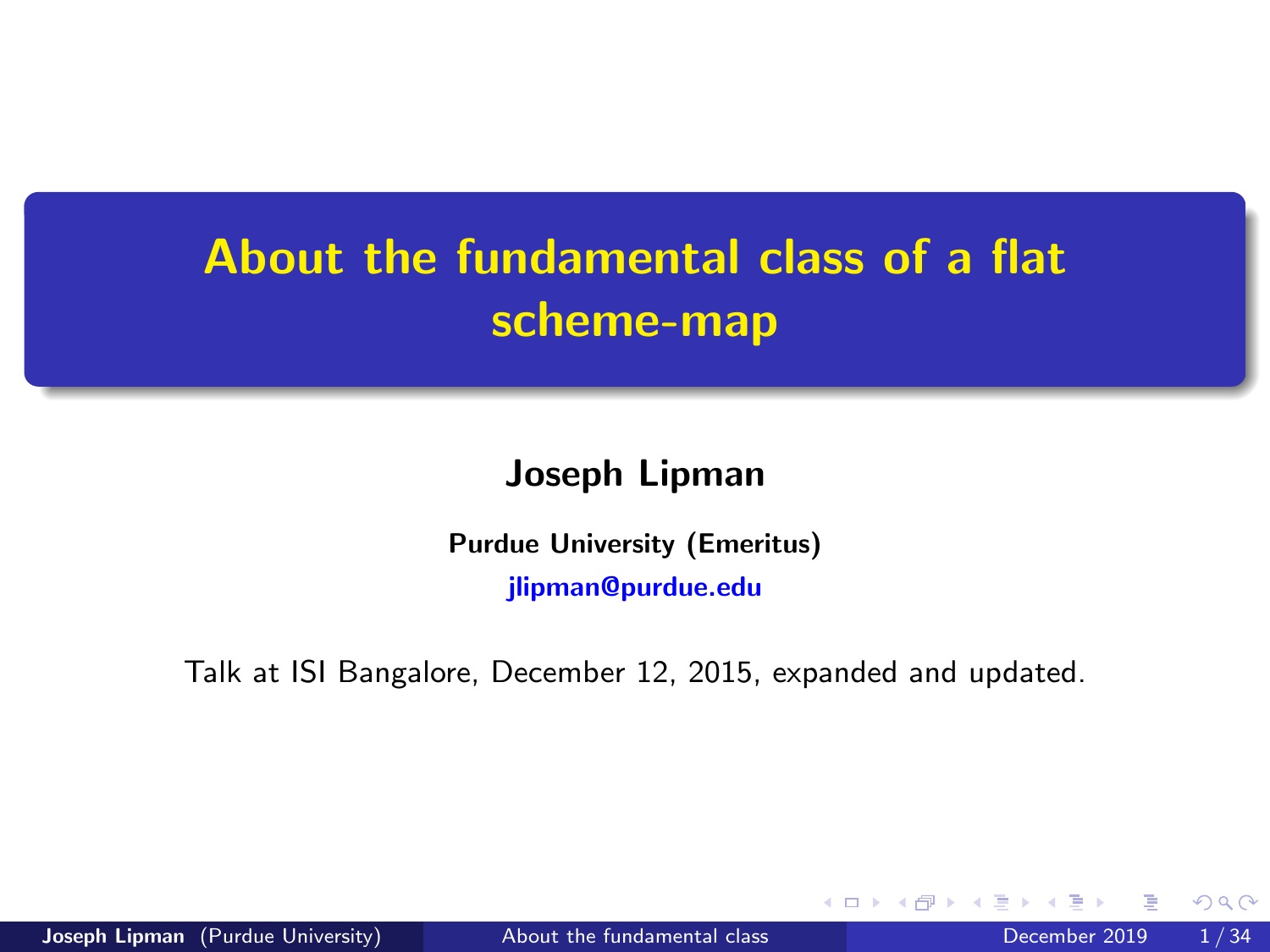# About the fundamental class of a flat scheme-map

**Joseph Lipman**

**Purdue University (Emeritus)**

**jlipman@purdue.edu**

Talk at ISI Bangalore, December 12, 2015, expanded and updated.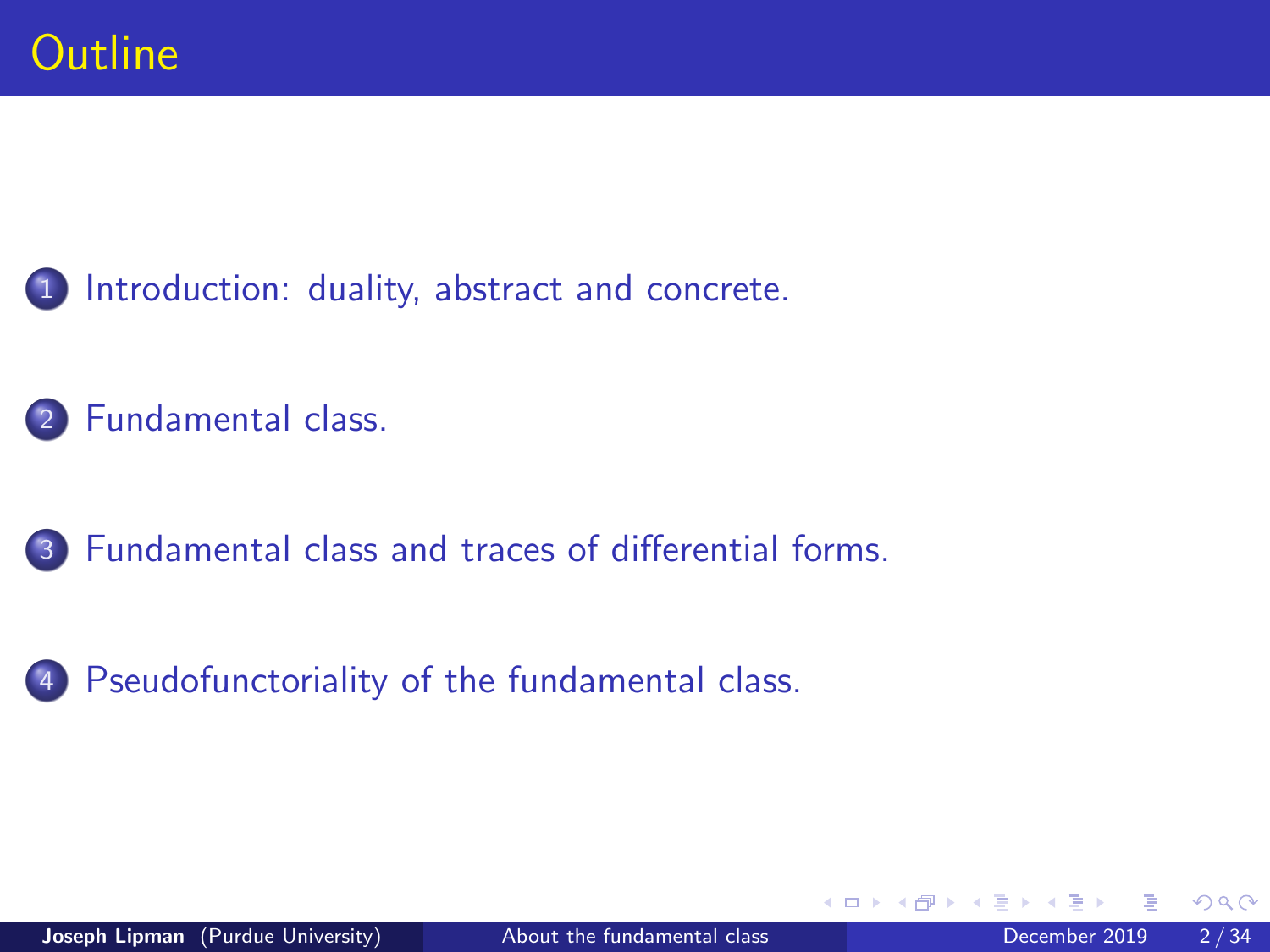# Outline

1. Introduction: duality, abstract and concrete.
2. Fundamental class.
3. Fundamental class and traces of differential forms.
4. Pseudofunctoriality of the fundamental class.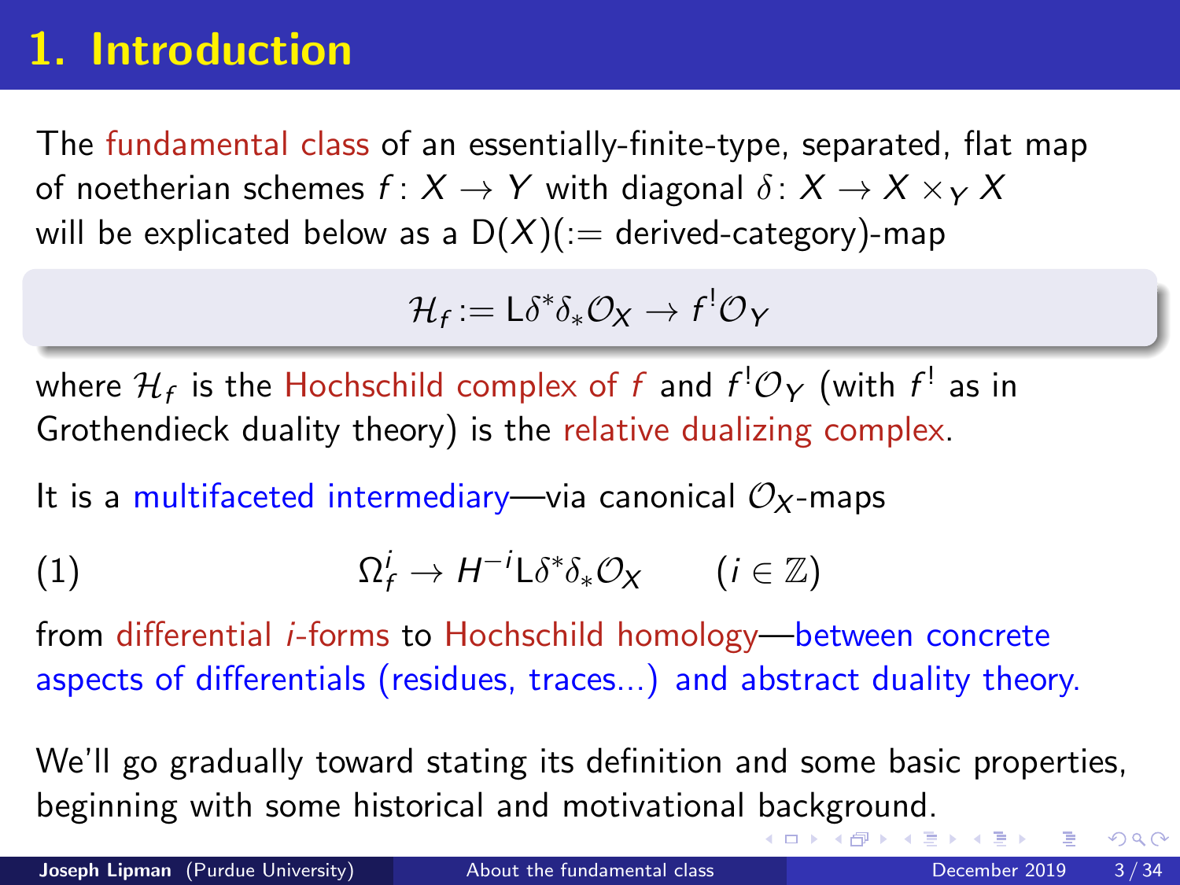# 1. Introduction

The fundamental class of an essentially-finite-type, separated, flat map of noetherian schemes $f\colon X \to Y$ with diagonal $\delta\colon X \to X \times_Y X$ will be explicated below as a $\mathsf{D}(X)$(:= derived-category)-map

$$\mathcal{H}_f := \mathsf{L}\delta^*\delta_*\mathcal{O}_X \to f^!\mathcal{O}_Y$$

where $\mathcal{H}_f$ is the Hochschild complex of $f$ and $f^!\mathcal{O}_Y$ (with $f^!$ as in Grothendieck duality theory) is the relative dualizing complex.

It is a multifaceted intermediary—via canonical $\mathcal{O}_X$-maps

$$\Omega^i_f \to H^{-i}\mathsf{L}\delta^*\delta_*\mathcal{O}_X \qquad (i \in \mathbb{Z}) \tag{1}$$

from differential $i$-forms to Hochschild homology—between concrete aspects of differentials (residues, traces...) and abstract duality theory.

We'll go gradually toward stating its definition and some basic properties, beginning with some historical and motivational background.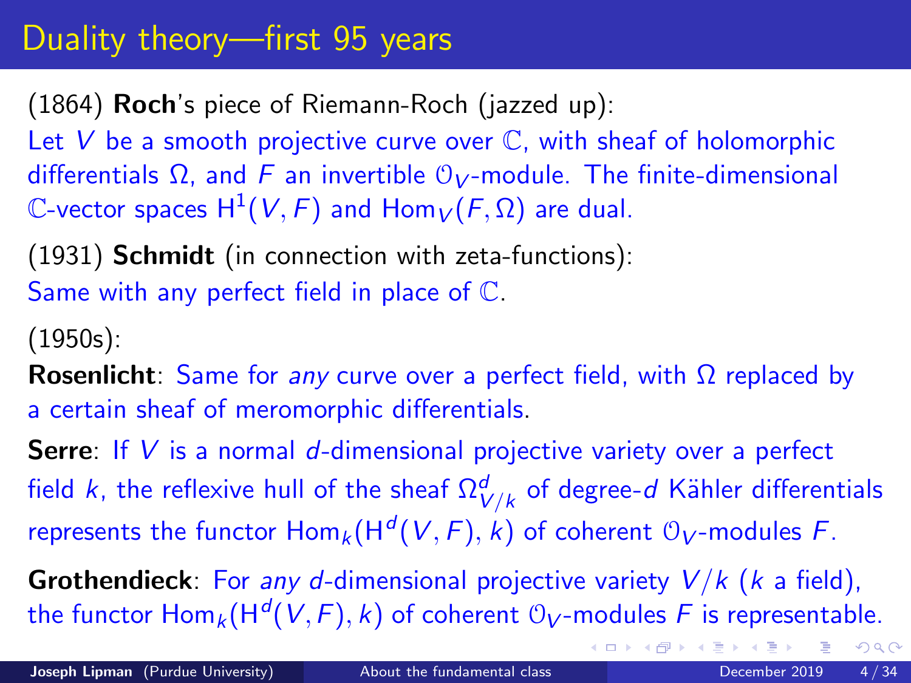# Duality theory—first 95 years

(1864) **Roch**'s piece of Riemann-Roch (jazzed up):

Let $V$ be a smooth projective curve over $\mathbb{C}$, with sheaf of holomorphic differentials $\Omega$, and $F$ an invertible $\mathcal{O}_V$-module. The finite-dimensional $\mathbb{C}$-vector spaces $\mathrm{H}^1(V, F)$ and $\mathrm{Hom}_V(F, \Omega)$ are dual.

(1931) **Schmidt** (in connection with zeta-functions):

Same with any perfect field in place of $\mathbb{C}$.

(1950s):

**Rosenlicht**: Same for *any* curve over a perfect field, with $\Omega$ replaced by a certain sheaf of meromorphic differentials.

**Serre**: If $V$ is a normal $d$-dimensional projective variety over a perfect field $k$, the reflexive hull of the sheaf $\Omega^d_{V/k}$ of degree-$d$ Kähler differentials represents the functor $\mathrm{Hom}_k(\mathrm{H}^d(V, F), k)$ of coherent $\mathcal{O}_V$-modules $F$.

**Grothendieck**: For *any* $d$-dimensional projective variety $V/k$ ($k$ a field), the functor $\mathrm{Hom}_k(\mathrm{H}^d(V, F), k)$ of coherent $\mathcal{O}_V$-modules $F$ is representable.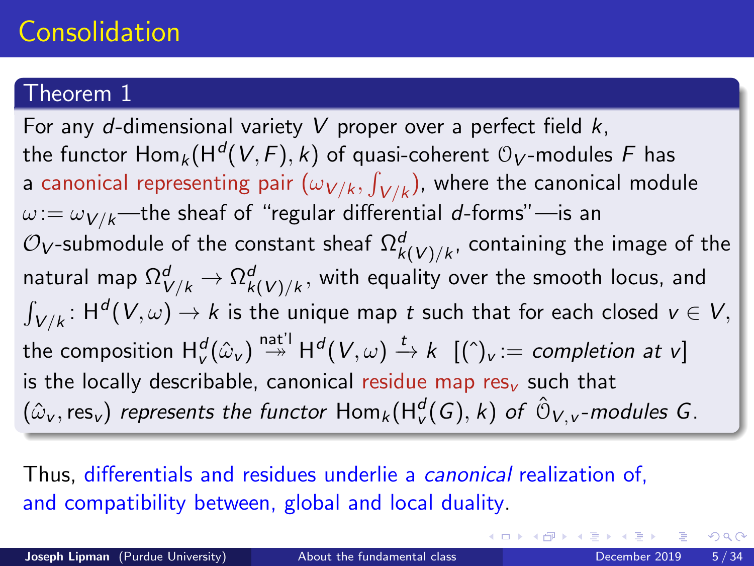# Consolidation

**Theorem 1**

For any $d$-dimensional variety $V$ proper over a perfect field $k$, the functor $\mathrm{Hom}_k(\mathrm{H}^d(V, F), k)$ of quasi-coherent $\mathcal{O}_V$-modules $F$ has a canonical representing pair $(\omega_{V/k}, \int_{V/k})$, where the canonical module $\omega := \omega_{V/k}$—the sheaf of "regular differential $d$-forms"—is an $\mathcal{O}_V$-submodule of the constant sheaf $\Omega^d_{k(V)/k}$, containing the image of the natural map $\Omega^d_{V/k} \to \Omega^d_{k(V)/k}$, with equality over the smooth locus, and $\int_{V/k}\colon \mathrm{H}^d(V, \omega) \to k$ is the unique map $t$ such that for each closed $v \in V$, the composition $\mathrm{H}^d_v(\hat{\omega}_v) \overset{\text{nat'l}}{\twoheadrightarrow} \mathrm{H}^d(V, \omega) \xrightarrow{t} k$ [$(\hat{\ })_v :=$ *completion at* $v$] is the locally describable, canonical residue map $\mathrm{res}_v$ such that $(\hat{\omega}_v, \mathrm{res}_v)$ *represents the functor* $\mathrm{Hom}_k(\mathrm{H}^d_v(G), k)$ *of* $\hat{\mathcal{O}}_{V,v}$*-modules* $G$.

Thus, differentials and residues underlie a *canonical* realization of, and compatibility between, global and local duality.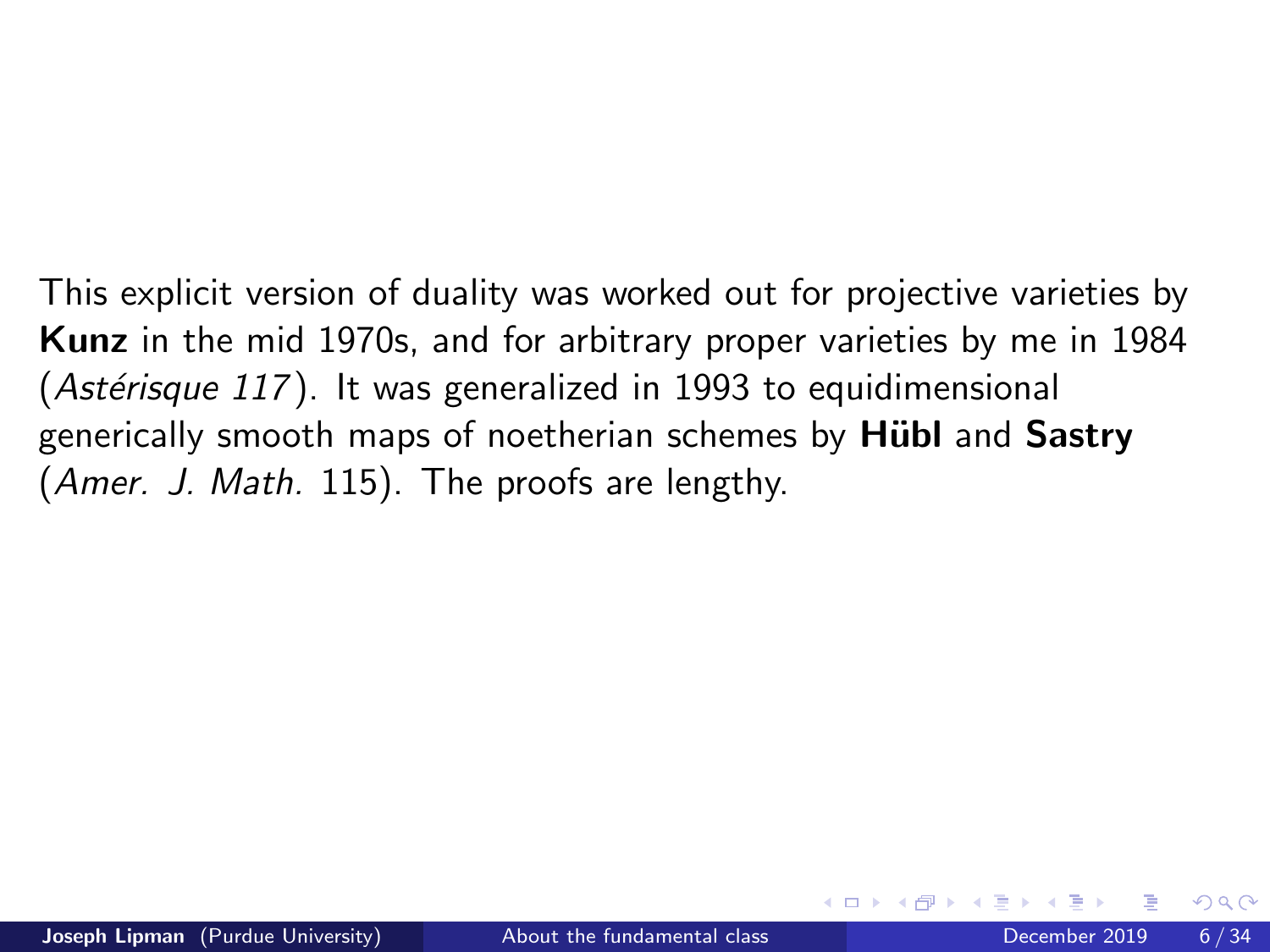This explicit version of duality was worked out for projective varieties by **Kunz** in the mid 1970s, and for arbitrary proper varieties by me in 1984 (*Astérisque 117*). It was generalized in 1993 to equidimensional generically smooth maps of noetherian schemes by **Hübl** and **Sastry** (*Amer. J. Math.* 115). The proofs are lengthy.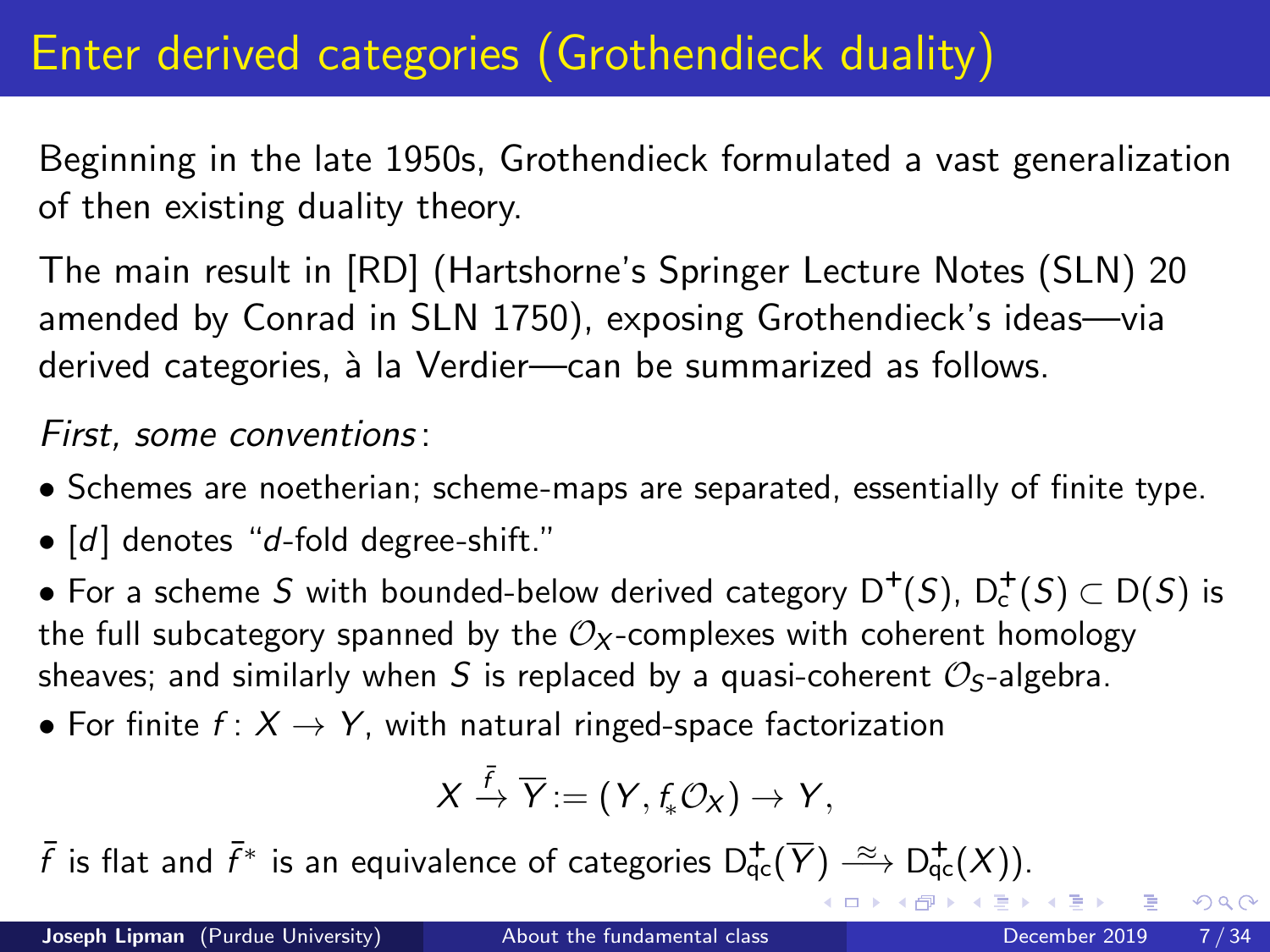# Enter derived categories (Grothendieck duality)

Beginning in the late 1950s, Grothendieck formulated a vast generalization of then existing duality theory.

The main result in [RD] (Hartshorne's Springer Lecture Notes (SLN) 20 amended by Conrad in SLN 1750), exposing Grothendieck's ideas—via derived categories, à la Verdier—can be summarized as follows.

*First, some conventions*:

- Schemes are noetherian; scheme-maps are separated, essentially of finite type.
- $[d]$ denotes "$d$-fold degree-shift."
- For a scheme $S$ with bounded-below derived category $\mathrm{D}^+(S)$, $\mathrm{D}^+_{\mathrm{c}}(S) \subset \mathrm{D}(S)$ is the full subcategory spanned by the $\mathcal{O}_X$-complexes with coherent homology sheaves; and similarly when $S$ is replaced by a quasi-coherent $\mathcal{O}_S$-algebra.
- For finite $f\colon X \to Y$, with natural ringed-space factorization

$$X \xrightarrow{\bar{f}} \overline{Y} := (Y, f_*\mathcal{O}_X) \to Y,$$

$\bar{f}$ is flat and $\bar{f}^*$ is an equivalence of categories $\mathrm{D}^+_{\mathrm{qc}}(\overline{Y}) \xrightarrow{\approx} \mathrm{D}^+_{\mathrm{qc}}(X)$).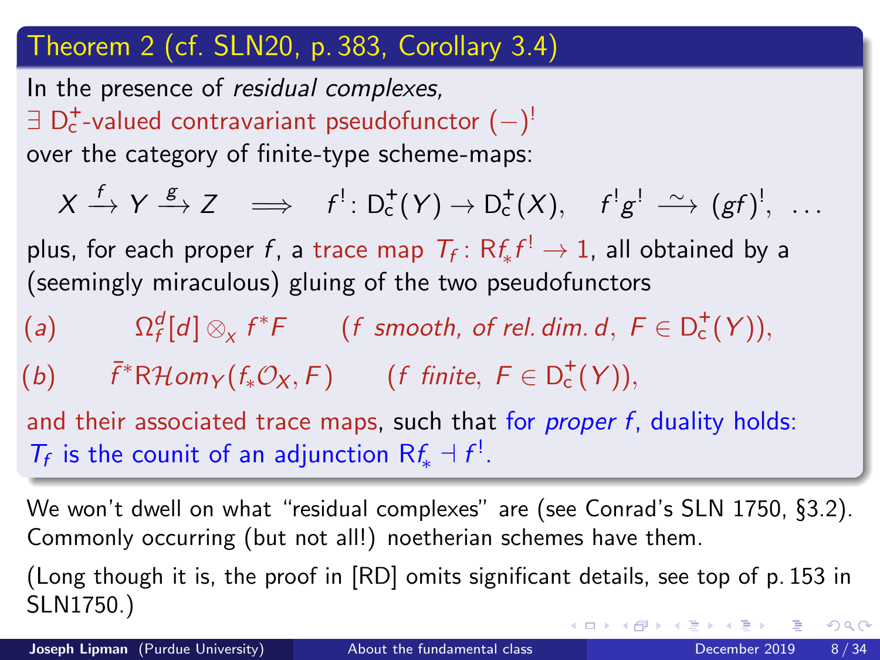## Theorem 2 (cf. SLN20, p. 383, Corollary 3.4)

In the presence of *residual complexes,*
$\exists$ $\mathrm{D}_{\mathrm{c}}^{+}$-valued contravariant pseudofunctor $(-)^!$
over the category of finite-type scheme-maps:

$$X \xrightarrow{f} Y \xrightarrow{g} Z \quad \Longrightarrow \quad f^! \colon \mathrm{D}_{\mathrm{c}}^{+}(Y) \to \mathrm{D}_{\mathrm{c}}^{+}(X), \quad f^! g^! \xrightarrow{\sim} (gf)^!, \ \ldots$$

plus, for each proper $f$, a trace map $T_f \colon \mathrm{R}f_* f^! \to 1$, all obtained by a (seemingly miraculous) gluing of the two pseudofunctors

(*a*) $\qquad \Omega_f^d[d] \otimes_X f^*F \qquad$ (*f smooth, of rel. dim. d,* $F \in \mathrm{D}_{\mathrm{c}}^{+}(Y)$),

(*b*) $\qquad \bar{f}^* \mathrm{R}\mathcal{H}om_Y(f_*\mathcal{O}_X, F) \qquad$ (*f finite,* $F \in \mathrm{D}_{\mathrm{c}}^{+}(Y)$),

and their associated trace maps, such that for *proper* $f$, duality holds: $T_f$ is the counit of an adjunction $\mathrm{R}f_* \dashv f^!$.

We won't dwell on what "residual complexes" are (see Conrad's SLN 1750, §3.2). Commonly occurring (but not all!) noetherian schemes have them.

(Long though it is, the proof in [RD] omits significant details, see top of p. 153 in SLN1750.)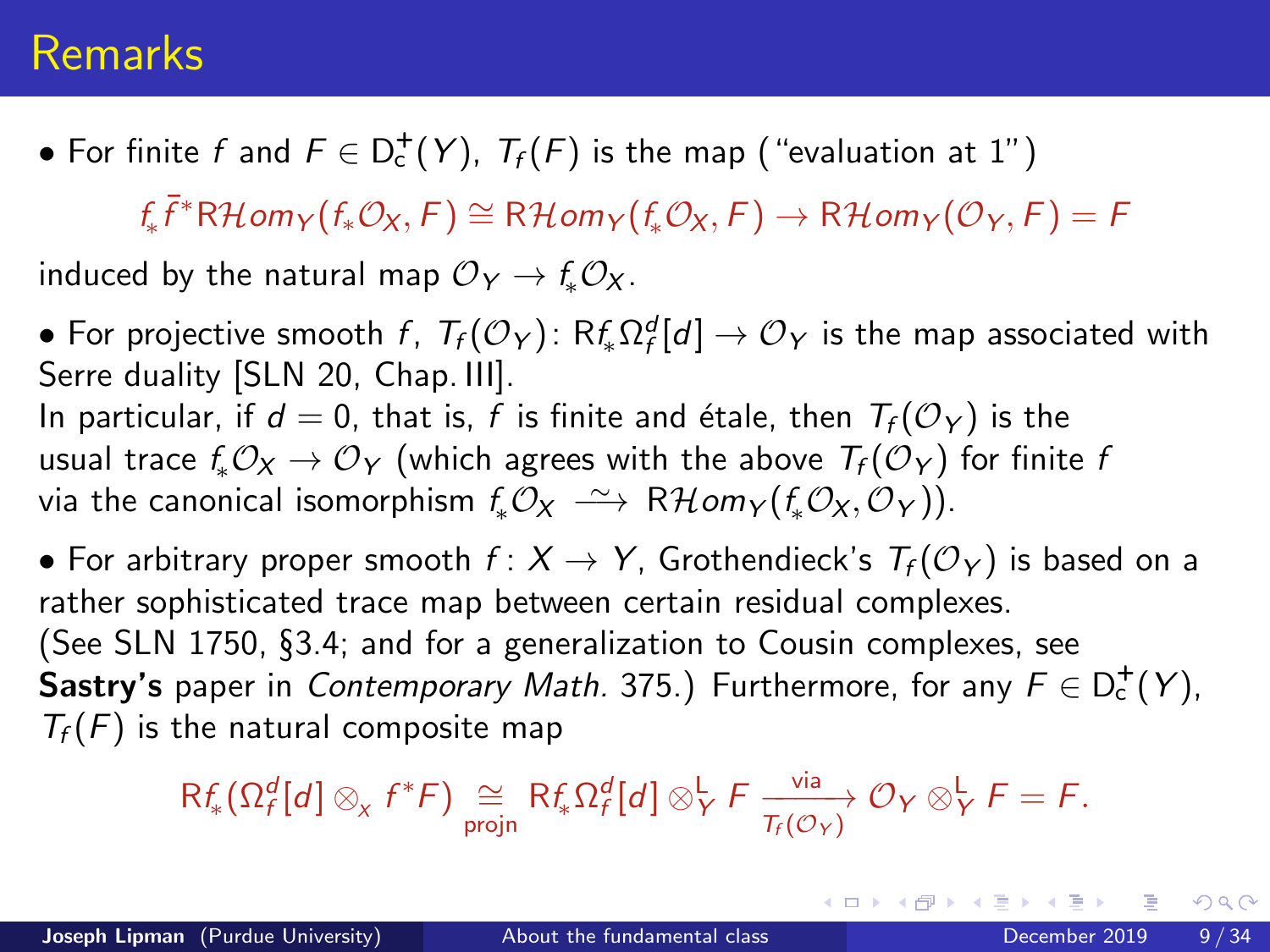# Remarks

- For finite $f$ and $F \in \mathrm{D}_{\mathrm{c}}^{+}(Y)$, $T_f(F)$ is the map ("evaluation at 1")

$$f_* \bar{f}^* \mathrm{R}\mathcal{H}om_Y(f_*\mathcal{O}_X, F) \cong \mathrm{R}\mathcal{H}om_Y(f_*\mathcal{O}_X, F) \to \mathrm{R}\mathcal{H}om_Y(\mathcal{O}_Y, F) = F$$

induced by the natural map $\mathcal{O}_Y \to f_*\mathcal{O}_X$.

- For projective smooth $f$, $T_f(\mathcal{O}_Y)\colon \mathrm{R}f_*\Omega_f^d[d] \to \mathcal{O}_Y$ is the map associated with Serre duality [SLN 20, Chap. III].
In particular, if $d = 0$, that is, $f$ is finite and étale, then $T_f(\mathcal{O}_Y)$ is the usual trace $f_*\mathcal{O}_X \to \mathcal{O}_Y$ (which agrees with the above $T_f(\mathcal{O}_Y)$ for finite $f$ via the canonical isomorphism $f_*\mathcal{O}_X \xrightarrow{\sim} \mathrm{R}\mathcal{H}om_Y(f_*\mathcal{O}_X, \mathcal{O}_Y)$).

- For arbitrary proper smooth $f\colon X \to Y$, Grothendieck's $T_f(\mathcal{O}_Y)$ is based on a rather sophisticated trace map between certain residual complexes.
(See SLN 1750, §3.4; and for a generalization to Cousin complexes, see **Sastry's** paper in *Contemporary Math.* 375.) Furthermore, for any $F \in \mathrm{D}_{\mathrm{c}}^{+}(Y)$, $T_f(F)$ is the natural composite map

$$\mathrm{R}f_*(\Omega_f^d[d] \otimes_x f^*F) \underset{\text{projn}}{\cong} \mathrm{R}f_*\Omega_f^d[d] \otimes_Y^{\mathsf{L}} F \xrightarrow[T_f(\mathcal{O}_Y)]{\text{via}} \mathcal{O}_Y \otimes_Y^{\mathsf{L}} F = F.$$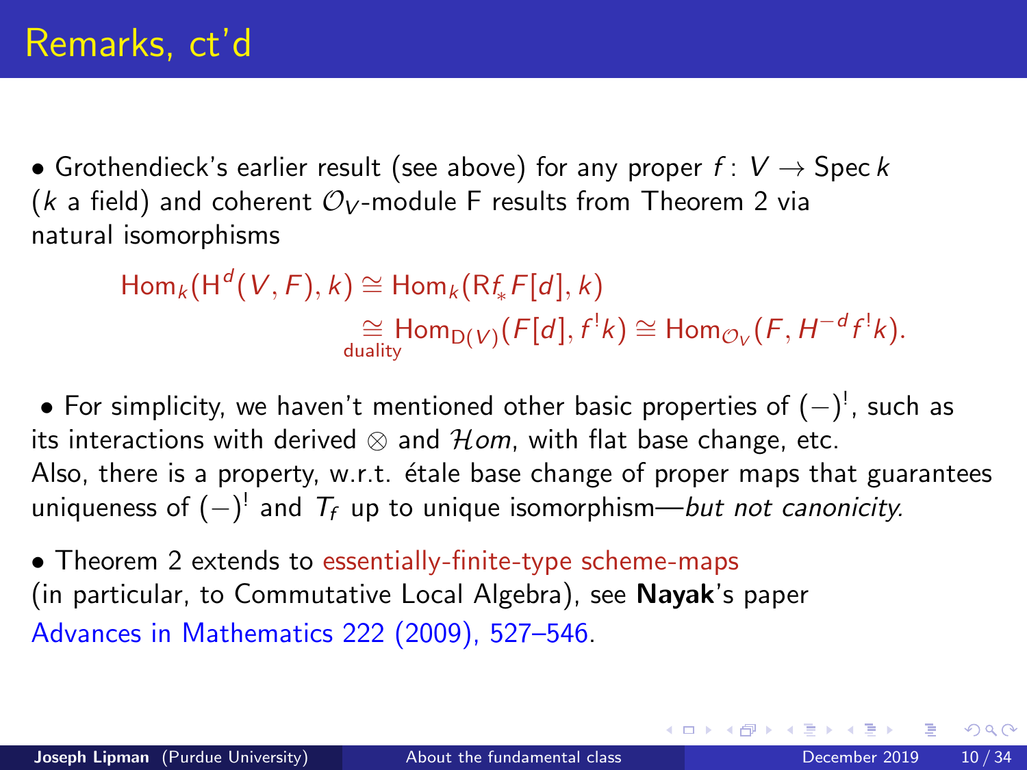# Remarks, ct'd

- Grothendieck's earlier result (see above) for any proper $f\colon V \to \operatorname{Spec} k$ ($k$ a field) and coherent $\mathcal{O}_V$-module F results from Theorem 2 via natural isomorphisms

$$
\begin{aligned}
\operatorname{Hom}_k(\mathrm{H}^d(V,F),k) &\cong \operatorname{Hom}_k(\mathrm{R}f_*F[d],k)\\
&\underset{\text{duality}}{\cong} \operatorname{Hom}_{\mathrm{D}(V)}(F[d],f^!k) \cong \operatorname{Hom}_{\mathcal{O}_V}(F,H^{-d}f^!k).
\end{aligned}
$$

- For simplicity, we haven't mentioned other basic properties of $(-)^!$, such as its interactions with derived $\otimes$ and $\mathcal{H}om$, with flat base change, etc. Also, there is a property, w.r.t. étale base change of proper maps that guarantees uniqueness of $(-)^!$ and $T_f$ up to unique isomorphism—*but not canonicity.*

- Theorem 2 extends to essentially-finite-type scheme-maps (in particular, to Commutative Local Algebra), see **Nayak**'s paper Advances in Mathematics 222 (2009), 527–546.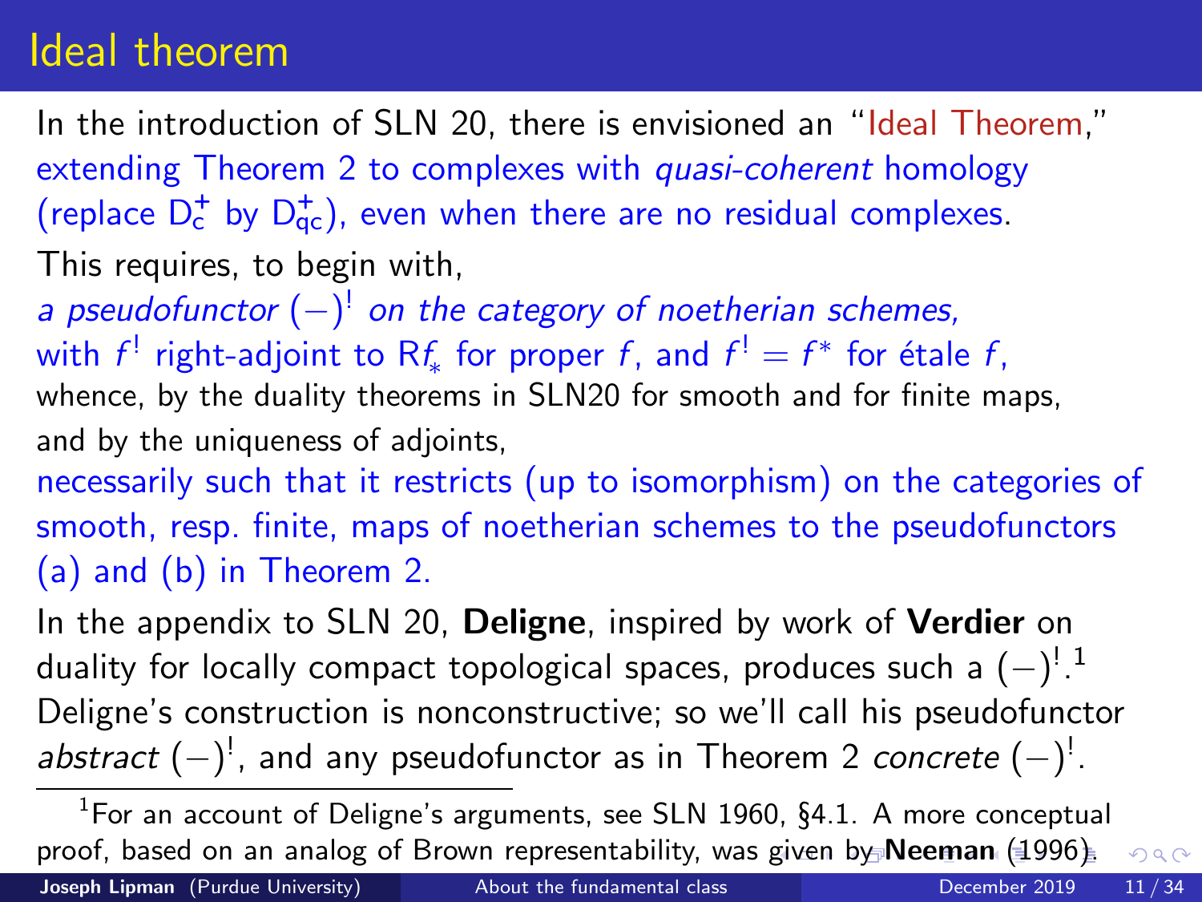# Ideal theorem

In the introduction of SLN 20, there is envisioned an "Ideal Theorem," extending Theorem 2 to complexes with *quasi-coherent* homology (replace $\mathrm{D}^+_{\mathrm{c}}$ by $\mathrm{D}^+_{\mathrm{qc}}$), even when there are no residual complexes.

This requires, to begin with,

*a pseudofunctor* $(-)^!$ *on the category of noetherian schemes,*

with $f^!$ right-adjoint to $\mathrm{R}f_*$ for proper $f$, and $f^! = f^*$ for étale $f$,

whence, by the duality theorems in SLN20 for smooth and for finite maps, and by the uniqueness of adjoints,

necessarily such that it restricts (up to isomorphism) on the categories of smooth, resp. finite, maps of noetherian schemes to the pseudofunctors (a) and (b) in Theorem 2.

In the appendix to SLN 20, **Deligne**, inspired by work of **Verdier** on duality for locally compact topological spaces, produces such a $(-)^!$.[1]

Deligne's construction is nonconstructive; so we'll call his pseudofunctor *abstract* $(-)^!$, and any pseudofunctor as in Theorem 2 *concrete* $(-)^!$.

[1] For an account of Deligne's arguments, see SLN 1960, §4.1. A more conceptual proof, based on an analog of Brown representability, was given by **Neeman** (1996).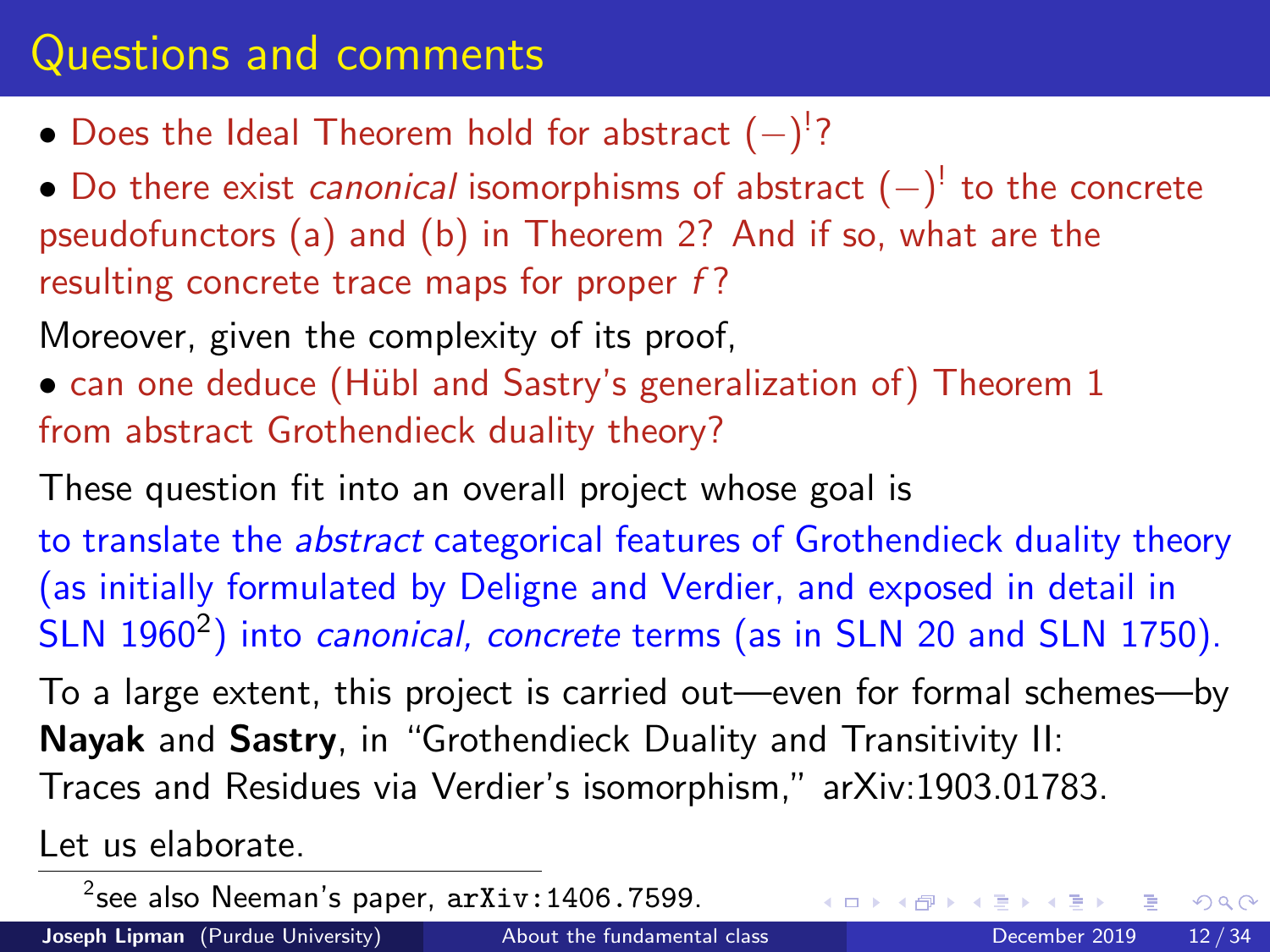# Questions and comments

- Does the Ideal Theorem hold for abstract $(-)^!$?
- Do there exist *canonical* isomorphisms of abstract $(-)^!$ to the concrete pseudofunctors (a) and (b) in Theorem 2? And if so, what are the resulting concrete trace maps for proper $f$?

Moreover, given the complexity of its proof,

- can one deduce (Hübl and Sastry's generalization of) Theorem 1 from abstract Grothendieck duality theory?

These question fit into an overall project whose goal is

to translate the *abstract* categorical features of Grothendieck duality theory (as initially formulated by Deligne and Verdier, and exposed in detail in SLN 1960[2]) into *canonical, concrete* terms (as in SLN 20 and SLN 1750).

To a large extent, this project is carried out—even for formal schemes—by **Nayak** and **Sastry**, in "Grothendieck Duality and Transitivity II: Traces and Residues via Verdier's isomorphism," arXiv:1903.01783.

Let us elaborate.

[2] see also Neeman's paper, `arXiv:1406.7599`.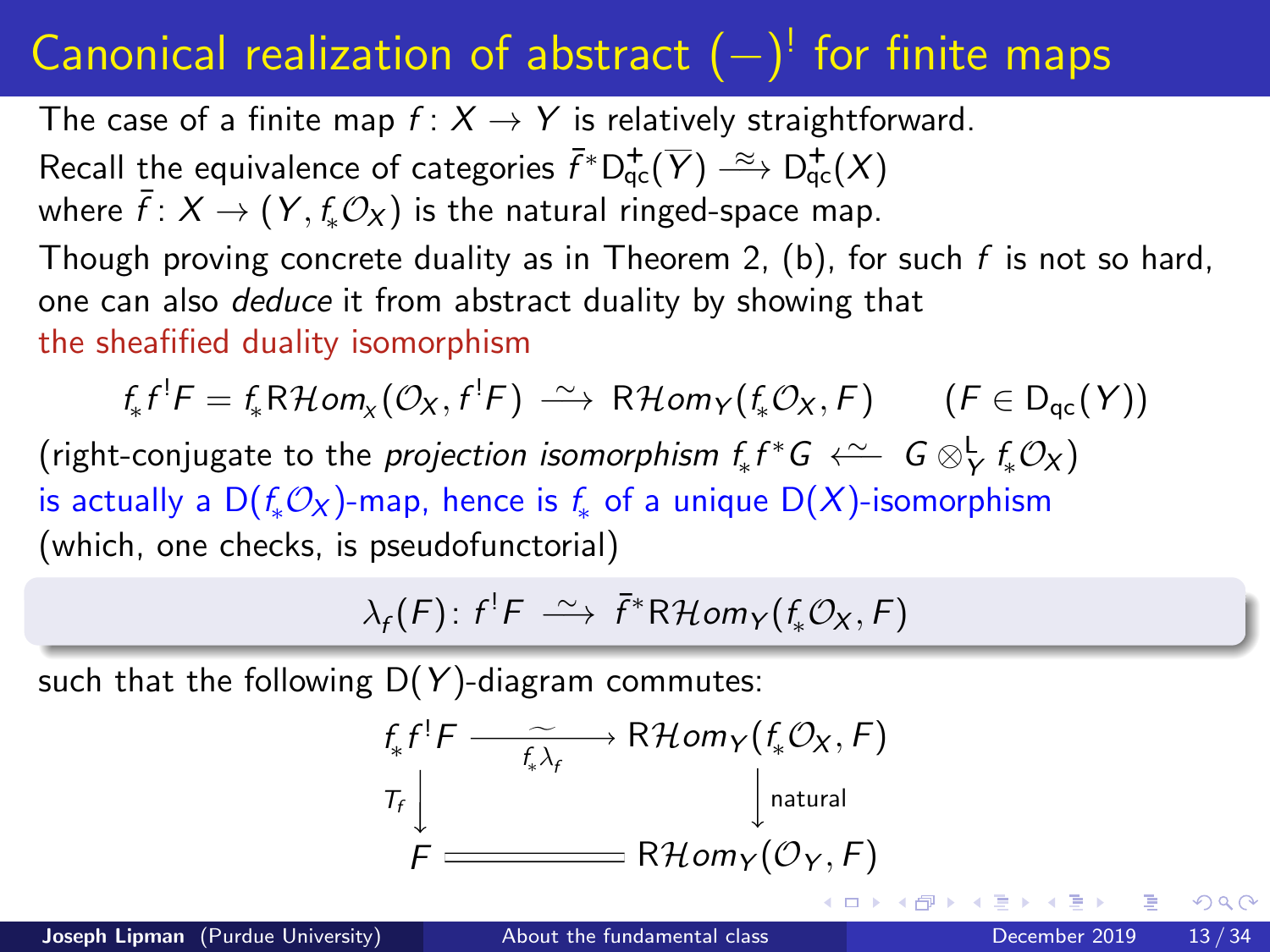# Canonical realization of abstract $(-)^!$ for finite maps

The case of a finite map $f\colon X \to Y$ is relatively straightforward.

Recall the equivalence of categories $\bar{f}^*\mathrm{D}^+_{\mathrm{qc}}(\overline{Y}) \xrightarrow{\approx} \mathrm{D}^+_{\mathrm{qc}}(X)$

where $\bar{f}\colon X \to (Y, f_*\mathcal{O}_X)$ is the natural ringed-space map.

Though proving concrete duality as in Theorem 2, (b), for such $f$ is not so hard, one can also *deduce* it from abstract duality by showing that the sheafified duality isomorphism

$$f_*f^!F = f_*\mathrm{R}\mathcal{H}om_x(\mathcal{O}_X, f^!F) \xrightarrow{\sim} \mathrm{R}\mathcal{H}om_Y(f_*\mathcal{O}_X, F) \qquad (F \in \mathrm{D}_{\mathrm{qc}}(Y))$$

(right-conjugate to the *projection isomorphism* $f_*f^*G \xleftarrow{\sim} G \otimes^{\mathrm{L}}_Y f_*\mathcal{O}_X$)

is actually a $\mathrm{D}(f_*\mathcal{O}_X)$-map, hence is $f_*$ of a unique $\mathrm{D}(X)$-isomorphism (which, one checks, is pseudofunctorial)

$$\lambda_f(F)\colon f^!F \xrightarrow{\sim} \bar{f}^*\mathrm{R}\mathcal{H}om_Y(f_*\mathcal{O}_X, F)$$

such that the following $\mathrm{D}(Y)$-diagram commutes:

$$\begin{array}{ccc}
f_*f^!F & \xrightarrow[f_*\lambda_f]{\sim} & \mathrm{R}\mathcal{H}om_Y(f_*\mathcal{O}_X, F) \\
{\scriptstyle T_f}\big\downarrow & & \big\downarrow{\scriptstyle \text{natural}} \\
F & = & \mathrm{R}\mathcal{H}om_Y(\mathcal{O}_Y, F)
\end{array}$$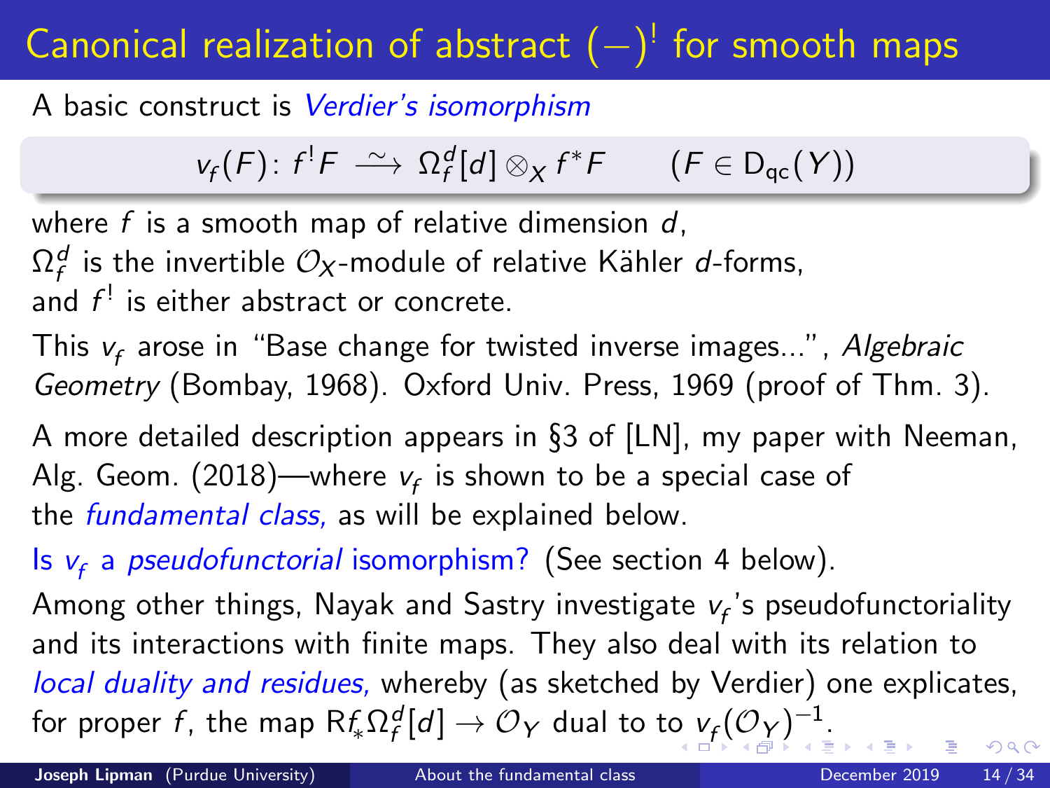# Canonical realization of abstract $(-)^!$ for smooth maps

A basic construct is *Verdier's isomorphism*

$$v_f(F)\colon f^!F \xrightarrow{\;\sim\;} \Omega_f^d[d] \otimes_X f^*F \qquad (F \in \mathrm{D_{qc}}(Y))$$

where $f$ is a smooth map of relative dimension $d$,
$\Omega_f^d$ is the invertible $\mathcal{O}_X$-module of relative Kähler $d$-forms,
and $f^!$ is either abstract or concrete.

This $v_f$ arose in "Base change for twisted inverse images...", *Algebraic Geometry* (Bombay, 1968). Oxford Univ. Press, 1969 (proof of Thm. 3).

A more detailed description appears in §3 of [LN], my paper with Neeman, Alg. Geom. (2018)—where $v_f$ is shown to be a special case of the *fundamental class,* as will be explained below.

Is $v_f$ a *pseudofunctorial* isomorphism? (See section 4 below).

Among other things, Nayak and Sastry investigate $v_f$'s pseudofunctoriality and its interactions with finite maps. They also deal with its relation to *local duality and residues,* whereby (as sketched by Verdier) one explicates, for proper $f$, the map $\mathrm{R}f_*\Omega_f^d[d] \to \mathcal{O}_Y$ dual to to $v_f(\mathcal{O}_Y)^{-1}$.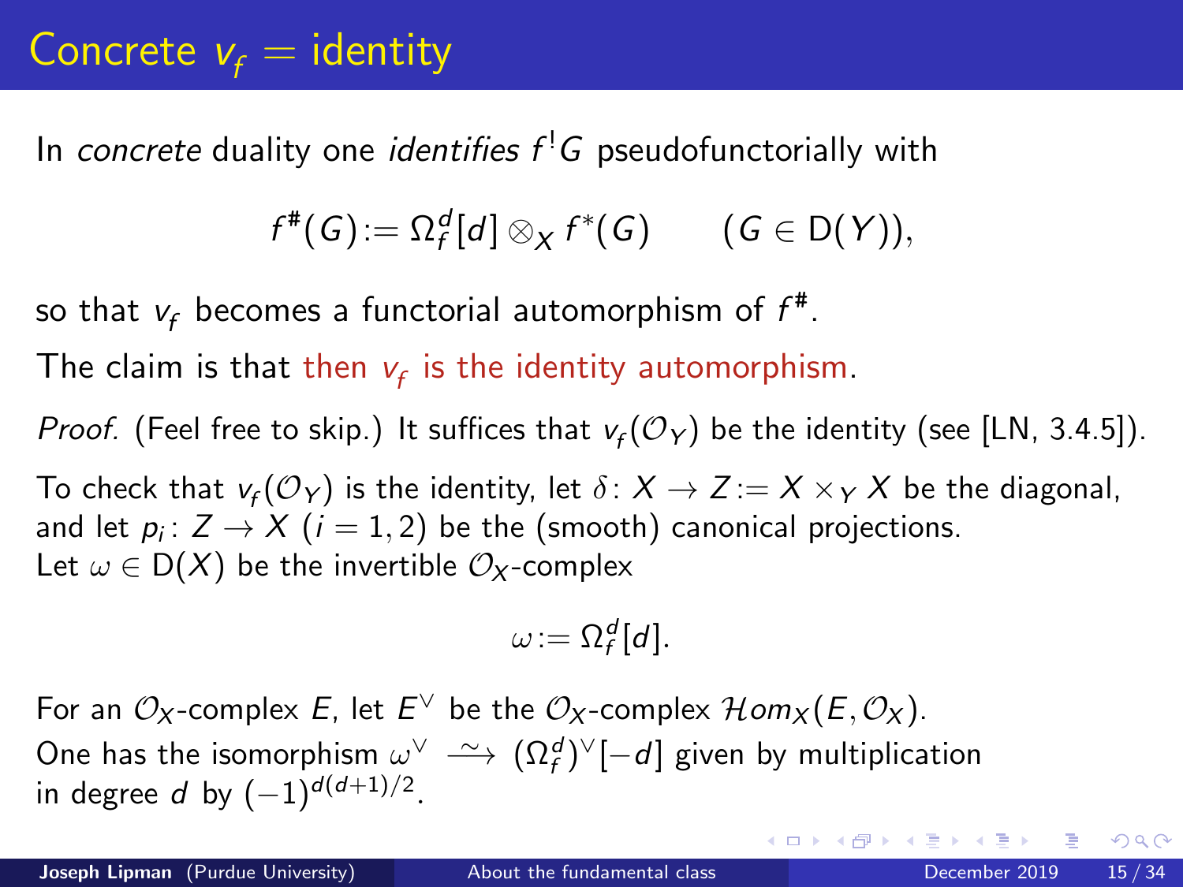# Concrete $v_f$ = identity

In *concrete* duality one *identifies* $f^!G$ pseudofunctorially with

$$f^\#(G) := \Omega_f^d[d] \otimes_X f^*(G) \qquad (G \in \mathrm{D}(Y)),$$

so that $v_f$ becomes a functorial automorphism of $f^\#$.

The claim is that then $v_f$ is the identity automorphism.

*Proof.* (Feel free to skip.) It suffices that $v_f(\mathcal{O}_Y)$ be the identity (see [LN, 3.4.5]).

To check that $v_f(\mathcal{O}_Y)$ is the identity, let $\delta\colon X \to Z := X \times_Y X$ be the diagonal, and let $p_i\colon Z \to X$ ($i = 1, 2$) be the (smooth) canonical projections.
Let $\omega \in \mathrm{D}(X)$ be the invertible $\mathcal{O}_X$-complex

$$\omega := \Omega_f^d[d].$$

For an $\mathcal{O}_X$-complex $E$, let $E^\vee$ be the $\mathcal{O}_X$-complex $\mathcal{H}om_X(E, \mathcal{O}_X)$.
One has the isomorphism $\omega^\vee \xrightarrow{\sim} (\Omega_f^d)^\vee[-d]$ given by multiplication in degree $d$ by $(-1)^{d(d+1)/2}$.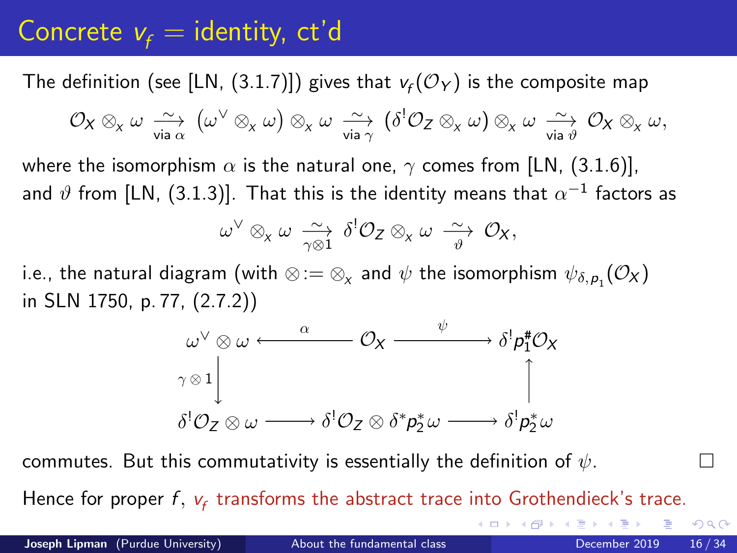# Concrete $v_f$ = identity, ct'd

The definition (see [LN, (3.1.7)]) gives that $v_f(\mathcal{O}_Y)$ is the composite map

$$\mathcal{O}_X \otimes_x \omega \xrightarrow[\text{via } \alpha]{\sim} \left(\omega^\vee \otimes_x \omega\right) \otimes_x \omega \xrightarrow[\text{via } \gamma]{\sim} \left(\delta^! \mathcal{O}_Z \otimes_x \omega\right) \otimes_x \omega \xrightarrow[\text{via } \vartheta]{\sim} \mathcal{O}_X \otimes_x \omega,$$

where the isomorphism $\alpha$ is the natural one, $\gamma$ comes from [LN, (3.1.6)], and $\vartheta$ from [LN, (3.1.3)]. That this is the identity means that $\alpha^{-1}$ factors as

$$\omega^\vee \otimes_x \omega \xrightarrow[\gamma\otimes 1]{\sim} \delta^! \mathcal{O}_Z \otimes_x \omega \xrightarrow[\vartheta]{\sim} \mathcal{O}_X,$$

i.e., the natural diagram (with $\otimes := \otimes_x$ and $\psi$ the isomorphism $\psi_{\delta,p_1}(\mathcal{O}_X)$ in SLN 1750, p. 77, (2.7.2))

$$\begin{array}{ccccc}
\omega^\vee \otimes \omega & \xleftarrow{\quad\alpha\quad} & \mathcal{O}_X & \xrightarrow{\quad\psi\quad} & \delta^! p_1^{\#} \mathcal{O}_X \\
{\scriptstyle \gamma\otimes 1}\downarrow & & & & \uparrow \\
\delta^! \mathcal{O}_Z \otimes \omega & \longrightarrow & \delta^! \mathcal{O}_Z \otimes \delta^* p_2^* \omega & \longrightarrow & \delta^! p_2^* \omega
\end{array}$$

commutes. But this commutativity is essentially the definition of $\psi$. □

Hence for proper $f$, $v_f$ transforms the abstract trace into Grothendieck's trace.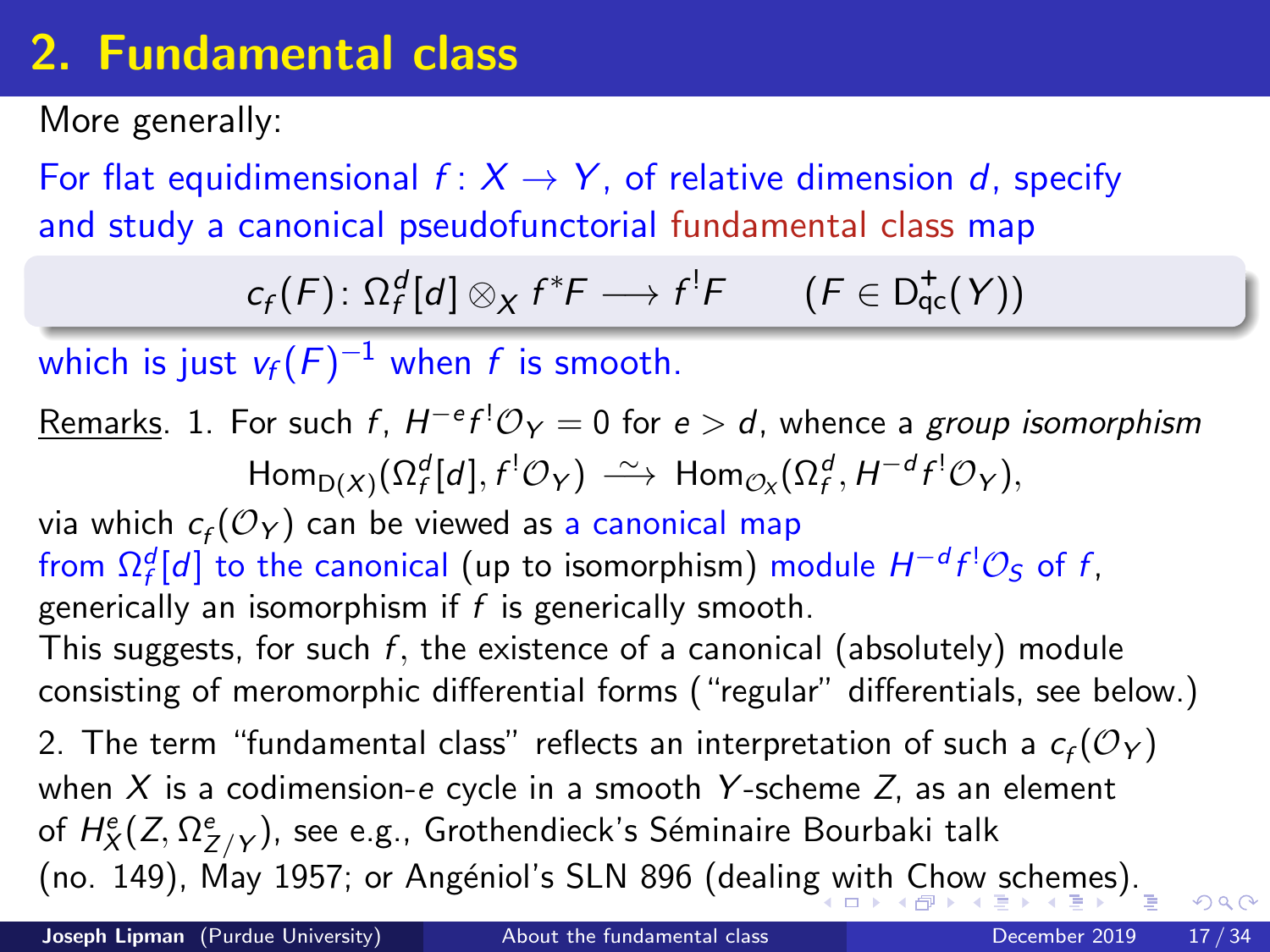# 2. Fundamental class

More generally:

For flat equidimensional $f\colon X \to Y$, of relative dimension $d$, specify and study a canonical pseudofunctorial fundamental class map

$$c_f(F)\colon \Omega_f^d[d] \otimes_X f^*F \longrightarrow f^!F \qquad (F \in \mathrm{D}^+_{\mathrm{qc}}(Y))$$

which is just $v_f(F)^{-1}$ when $f$ is smooth.

Remarks. 1. For such $f$, $H^{-e}f^!\mathcal{O}_Y = 0$ for $e > d$, whence a *group isomorphism*

$$\mathrm{Hom}_{\mathrm{D}(X)}(\Omega_f^d[d], f^!\mathcal{O}_Y) \xrightarrow{\sim} \mathrm{Hom}_{\mathcal{O}_X}(\Omega_f^d, H^{-d}f^!\mathcal{O}_Y),$$

via which $c_f(\mathcal{O}_Y)$ can be viewed as a canonical map from $\Omega_f^d[d]$ to the canonical (up to isomorphism) module $H^{-d}f^!\mathcal{O}_S$ of $f$, generically an isomorphism if $f$ is generically smooth.

This suggests, for such $f$, the existence of a canonical (absolutely) module consisting of meromorphic differential forms ("regular" differentials, see below.)

2. The term "fundamental class" reflects an interpretation of such a $c_f(\mathcal{O}_Y)$ when $X$ is a codimension-$e$ cycle in a smooth $Y$-scheme $Z$, as an element of $H^e_X(Z, \Omega^e_{Z/Y})$, see e.g., Grothendieck's Séminaire Bourbaki talk (no. 149), May 1957; or Angéniol's SLN 896 (dealing with Chow schemes).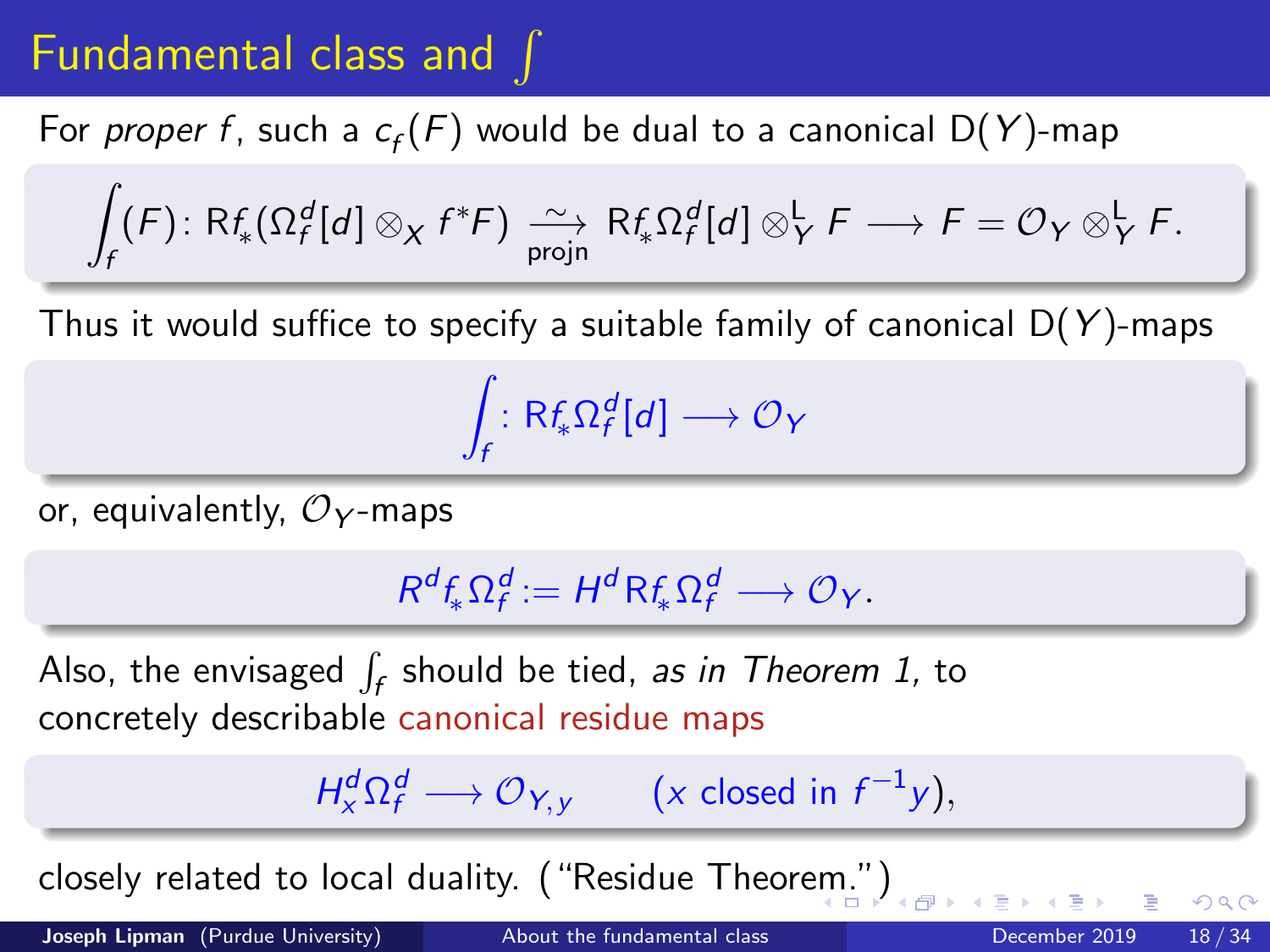# Fundamental class and $\int$

For *proper* $f$, such a $c_f(F)$ would be dual to a canonical $\mathsf{D}(Y)$-map

$$\int_f (F)\colon \mathsf{R}f_*(\Omega_f^d[d] \otimes_X f^*F) \underset{\text{projn}}{\xrightarrow{\sim}} \mathsf{R}f_*\Omega_f^d[d] \otimes_Y^{\mathsf{L}} F \longrightarrow F = \mathcal{O}_Y \otimes_Y^{\mathsf{L}} F.$$

Thus it would suffice to specify a suitable family of canonical $\mathsf{D}(Y)$-maps

$$\int_f \colon \mathsf{R}f_*\Omega_f^d[d] \longrightarrow \mathcal{O}_Y$$

or, equivalently, $\mathcal{O}_Y$-maps

$$R^d f_* \Omega_f^d := H^d \mathsf{R}f_* \Omega_f^d \longrightarrow \mathcal{O}_Y.$$

Also, the envisaged $\int_f$ should be tied, *as in Theorem 1,* to concretely describable canonical residue maps

$$H_x^d \Omega_f^d \longrightarrow \mathcal{O}_{Y,y} \qquad (x \text{ closed in } f^{-1}y),$$

closely related to local duality. ("Residue Theorem.")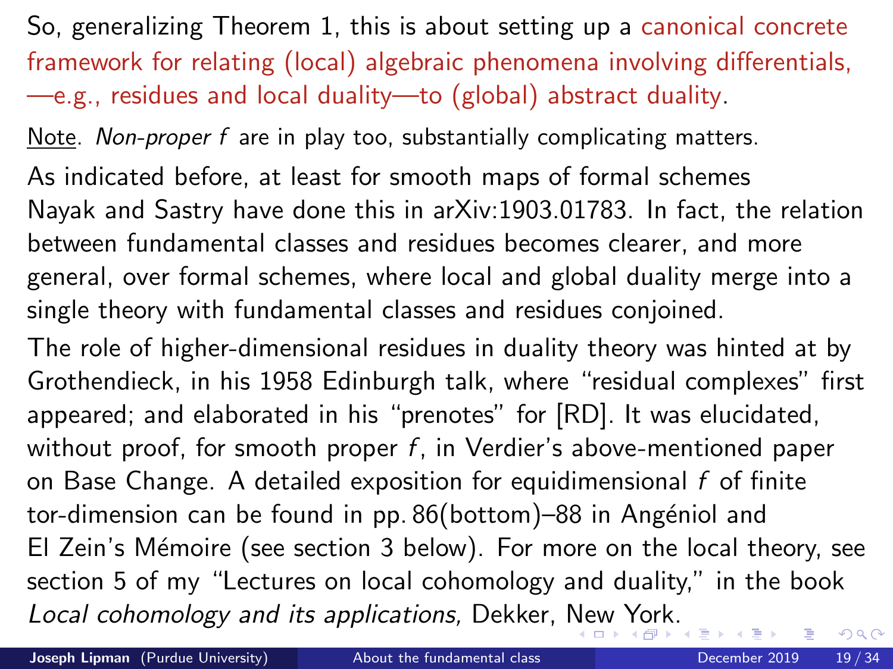So, generalizing Theorem 1, this is about setting up a canonical concrete framework for relating (local) algebraic phenomena involving differentials, —e.g., residues and local duality—to (global) abstract duality.

Note. *Non-proper $f$* are in play too, substantially complicating matters.

As indicated before, at least for smooth maps of formal schemes Nayak and Sastry have done this in arXiv:1903.01783. In fact, the relation between fundamental classes and residues becomes clearer, and more general, over formal schemes, where local and global duality merge into a single theory with fundamental classes and residues conjoined.

The role of higher-dimensional residues in duality theory was hinted at by Grothendieck, in his 1958 Edinburgh talk, where "residual complexes" first appeared; and elaborated in his "prenotes" for [RD]. It was elucidated, without proof, for smooth proper $f$, in Verdier's above-mentioned paper on Base Change. A detailed exposition for equidimensional $f$ of finite tor-dimension can be found in pp. 86(bottom)–88 in Angéniol and El Zein's Mémoire (see section 3 below). For more on the local theory, see section 5 of my "Lectures on local cohomology and duality," in the book *Local cohomology and its applications,* Dekker, New York.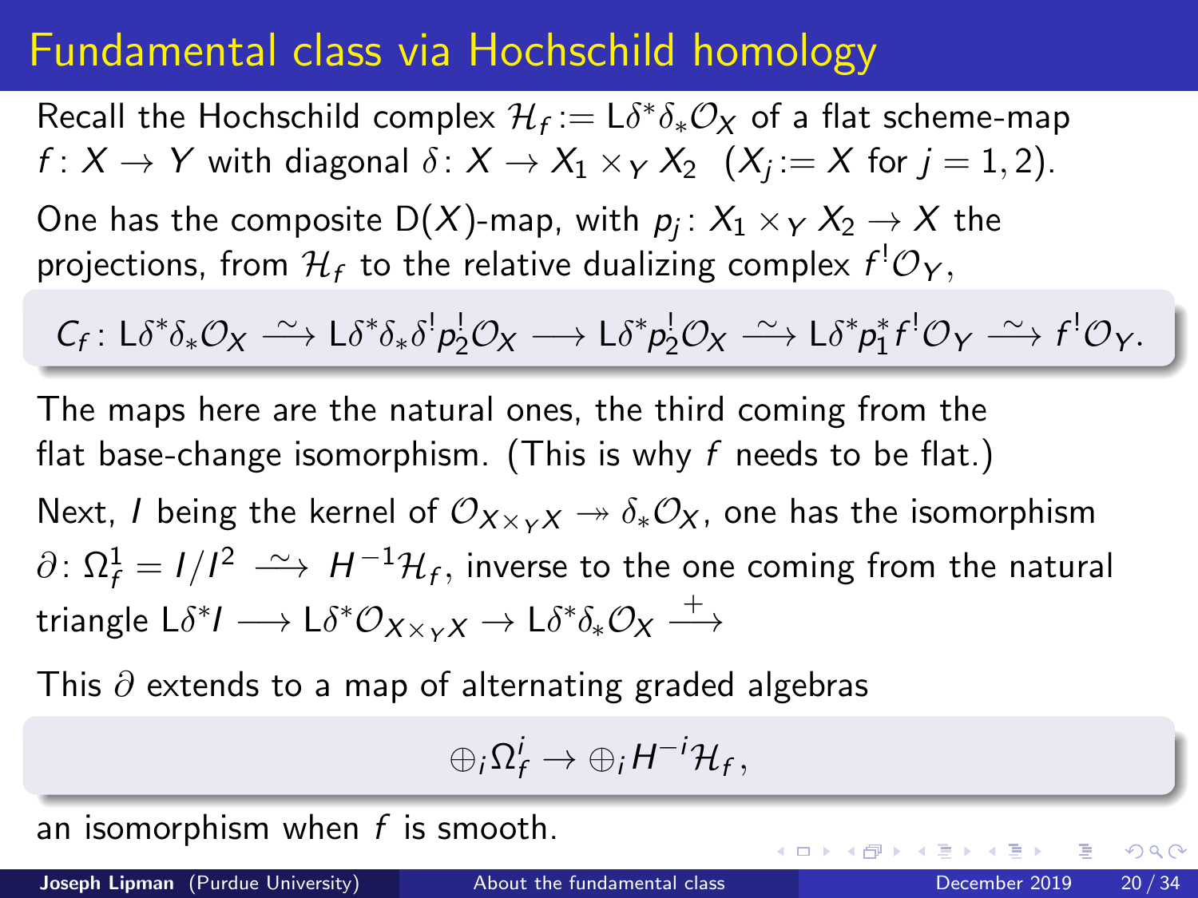# Fundamental class via Hochschild homology

Recall the Hochschild complex $\mathcal{H}_f := \mathsf{L}\delta^*\delta_*\mathcal{O}_X$ of a flat scheme-map $f\colon X \to Y$ with diagonal $\delta\colon X \to X_1 \times_Y X_2$ $\;(X_j := X$ for $j = 1, 2)$.

One has the composite $\mathsf{D}(X)$-map, with $p_j\colon X_1 \times_Y X_2 \to X$ the projections, from $\mathcal{H}_f$ to the relative dualizing complex $f^!\mathcal{O}_Y$,

$$C_f\colon \mathsf{L}\delta^*\delta_*\mathcal{O}_X \xrightarrow{\ \sim\ } \mathsf{L}\delta^*\delta_*\delta^! p_2^! \mathcal{O}_X \longrightarrow \mathsf{L}\delta^* p_2^! \mathcal{O}_X \xrightarrow{\ \sim\ } \mathsf{L}\delta^* p_1^* f^! \mathcal{O}_Y \xrightarrow{\ \sim\ } f^!\mathcal{O}_Y.$$

The maps here are the natural ones, the third coming from the flat base-change isomorphism. (This is why $f$ needs to be flat.)

Next, $I$ being the kernel of $\mathcal{O}_{X\times_Y X} \twoheadrightarrow \delta_*\mathcal{O}_X$, one has the isomorphism $\partial\colon \Omega^1_f = I/I^2 \xrightarrow{\ \sim\ } H^{-1}\mathcal{H}_f$, inverse to the one coming from the natural triangle $\mathsf{L}\delta^* I \longrightarrow \mathsf{L}\delta^*\mathcal{O}_{X\times_Y X} \to \mathsf{L}\delta^*\delta_*\mathcal{O}_X \xrightarrow{\ +\ }$

This $\partial$ extends to a map of alternating graded algebras

$$\oplus_i \Omega^i_f \to \oplus_i H^{-i}\mathcal{H}_f,$$

an isomorphism when $f$ is smooth.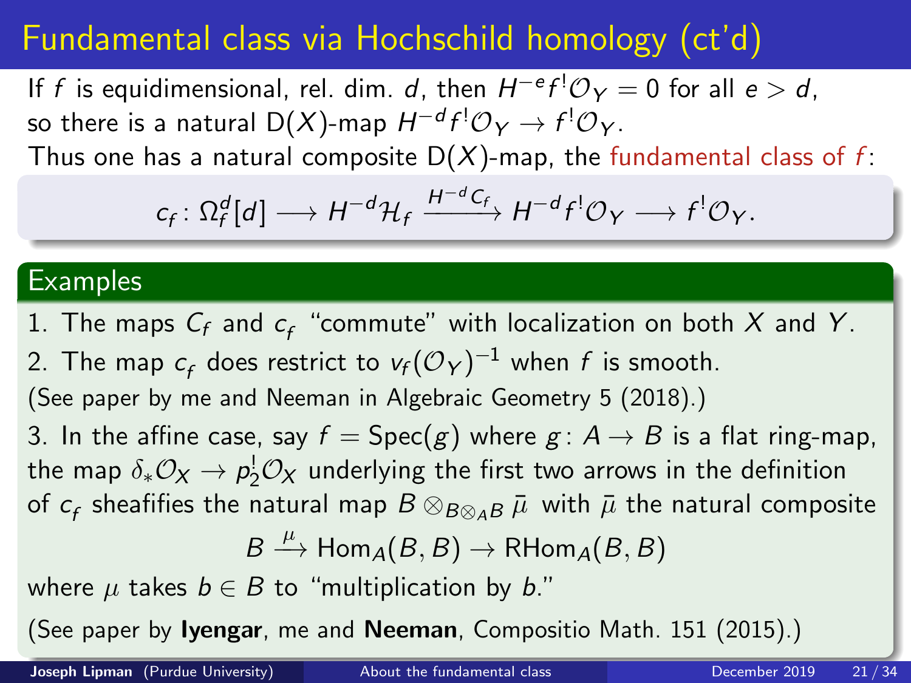# Fundamental class via Hochschild homology (ct'd)

If $f$ is equidimensional, rel. dim. $d$, then $H^{-e}f^!\mathcal{O}_Y = 0$ for all $e > d$, so there is a natural $\mathrm{D}(X)$-map $H^{-d}f^!\mathcal{O}_Y \to f^!\mathcal{O}_Y$.

Thus one has a natural composite $\mathrm{D}(X)$-map, the fundamental class of $f$:

$$c_f \colon \Omega_f^d[d] \longrightarrow H^{-d}\mathcal{H}_f \xrightarrow{H^{-d}C_f} H^{-d}f^!\mathcal{O}_Y \longrightarrow f^!\mathcal{O}_Y.$$

## Examples

1. The maps $C_f$ and $c_f$ "commute" with localization on both $X$ and $Y$.
2. The map $c_f$ does restrict to $v_f(\mathcal{O}_Y)^{-1}$ when $f$ is smooth.

(See paper by me and Neeman in Algebraic Geometry 5 (2018).)

3. In the affine case, say $f = \mathrm{Spec}(g)$ where $g \colon A \to B$ is a flat ring-map, the map $\delta_*\mathcal{O}_X \to p_2^!\mathcal{O}_X$ underlying the first two arrows in the definition of $c_f$ sheafifies the natural map $B \otimes_{B\otimes_A B} \bar{\mu}$ with $\bar{\mu}$ the natural composite

$$B \xrightarrow{\mu} \mathrm{Hom}_A(B,B) \to \mathrm{RHom}_A(B,B)$$

where $\mu$ takes $b \in B$ to "multiplication by $b$."

(See paper by **Iyengar**, me and **Neeman**, Compositio Math. 151 (2015).)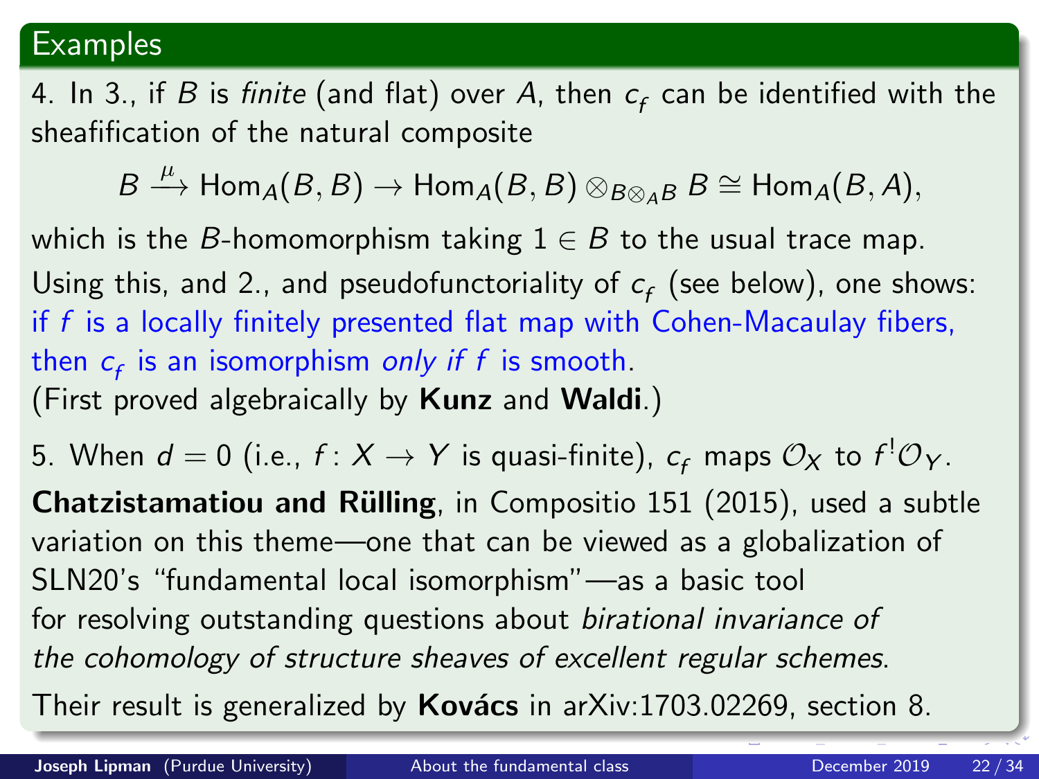## Examples

4. In 3., if $B$ is *finite* (and flat) over $A$, then $c_f$ can be identified with the sheafification of the natural composite

$$B \xrightarrow{\mu} \operatorname{Hom}_A(B,B) \to \operatorname{Hom}_A(B,B) \otimes_{B\otimes_A B} B \cong \operatorname{Hom}_A(B,A),$$

which is the $B$-homomorphism taking $1 \in B$ to the usual trace map.

Using this, and 2., and pseudofunctoriality of $c_f$ (see below), one shows: if $f$ is a locally finitely presented flat map with Cohen-Macaulay fibers, then $c_f$ is an isomorphism *only if* $f$ is smooth.
(First proved algebraically by **Kunz** and **Waldi**.)

5. When $d = 0$ (i.e., $f\colon X \to Y$ is quasi-finite), $c_f$ maps $\mathcal{O}_X$ to $f^!\mathcal{O}_Y$.

**Chatzistamatiou and Rülling**, in Compositio 151 (2015), used a subtle variation on this theme—one that can be viewed as a globalization of SLN20's "fundamental local isomorphism"—as a basic tool for resolving outstanding questions about *birational invariance of the cohomology of structure sheaves of excellent regular schemes*.

Their result is generalized by **Kovács** in arXiv:1703.02269, section 8.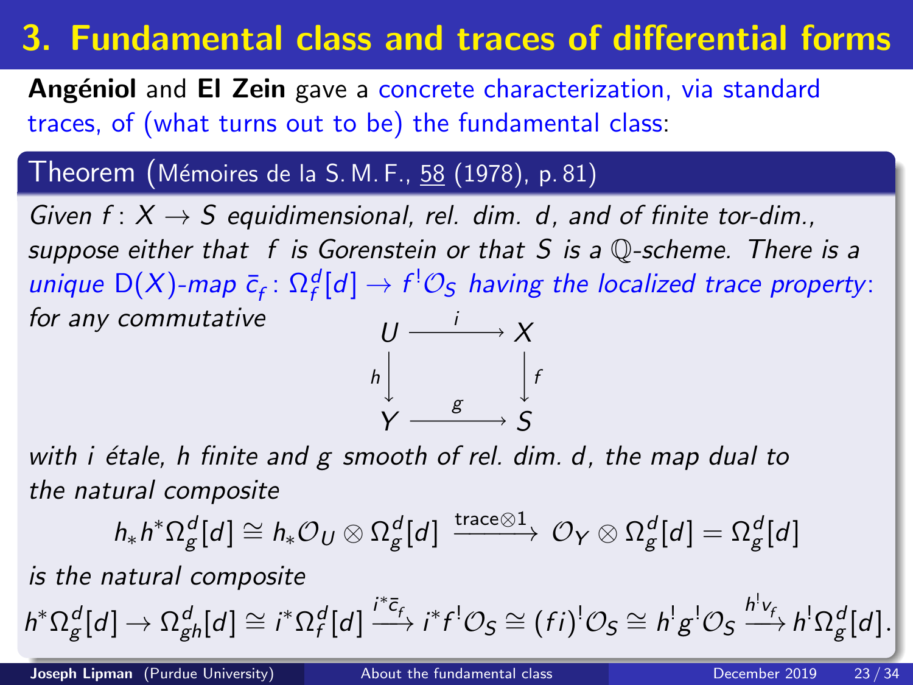# 3. Fundamental class and traces of differential forms

**Angéniol** and **El Zein** gave a concrete characterization, via standard traces, of (what turns out to be) the fundamental class:

**Theorem** (Mémoires de la S. M. F., 58 (1978), p. 81)

*Given $f\colon X \to S$ equidimensional, rel. dim. $d$, and of finite tor-dim., suppose either that $f$ is Gorenstein or that $S$ is a $\mathbb{Q}$-scheme. There is a unique $\mathrm{D}(X)$-map $\bar{c}_f\colon \Omega^d_f[d] \to f^!\mathcal{O}_S$ having the localized trace property: for any commutative*

$$\begin{array}{ccc} U & \xrightarrow{\;i\;} & X \\ {\scriptstyle h}\big\downarrow & & \big\downarrow{\scriptstyle f} \\ Y & \xrightarrow{\;g\;} & S \end{array}$$

*with $i$ étale, $h$ finite and $g$ smooth of rel. dim. $d$, the map dual to the natural composite*

$$h_*h^*\Omega^d_g[d] \cong h_*\mathcal{O}_U \otimes \Omega^d_g[d] \xrightarrow{\text{trace}\otimes 1} \mathcal{O}_Y \otimes \Omega^d_g[d] = \Omega^d_g[d]$$

*is the natural composite*

$$h^*\Omega^d_g[d] \to \Omega^d_{gh}[d] \cong i^*\Omega^d_f[d] \xrightarrow{i^*\bar{c}_f} i^*f^!\mathcal{O}_S \cong (fi)^!\mathcal{O}_S \cong h^!g^!\mathcal{O}_S \xrightarrow{h^!v_f} h^!\Omega^d_g[d].$$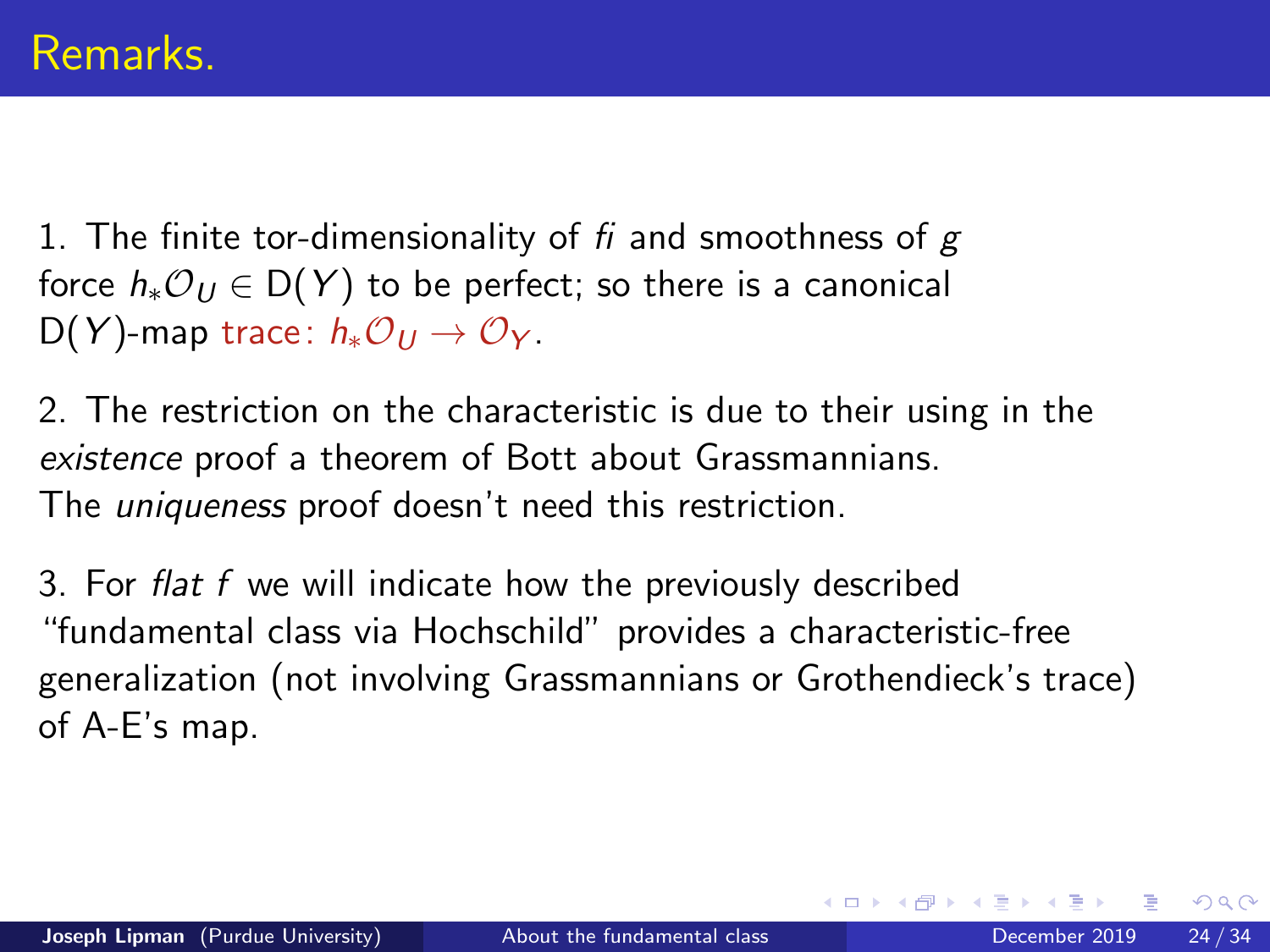# Remarks.

1. The finite tor-dimensionality of *fi* and smoothness of $g$ force $h_*\mathcal{O}_U \in \mathsf{D}(Y)$ to be perfect; so there is a canonical $\mathsf{D}(Y)$-map trace: $h_*\mathcal{O}_U \to \mathcal{O}_Y$.

2. The restriction on the characteristic is due to their using in the *existence* proof a theorem of Bott about Grassmannians. The *uniqueness* proof doesn't need this restriction.

3. For *flat f* we will indicate how the previously described "fundamental class via Hochschild" provides a characteristic-free generalization (not involving Grassmannians or Grothendieck's trace) of A-E's map.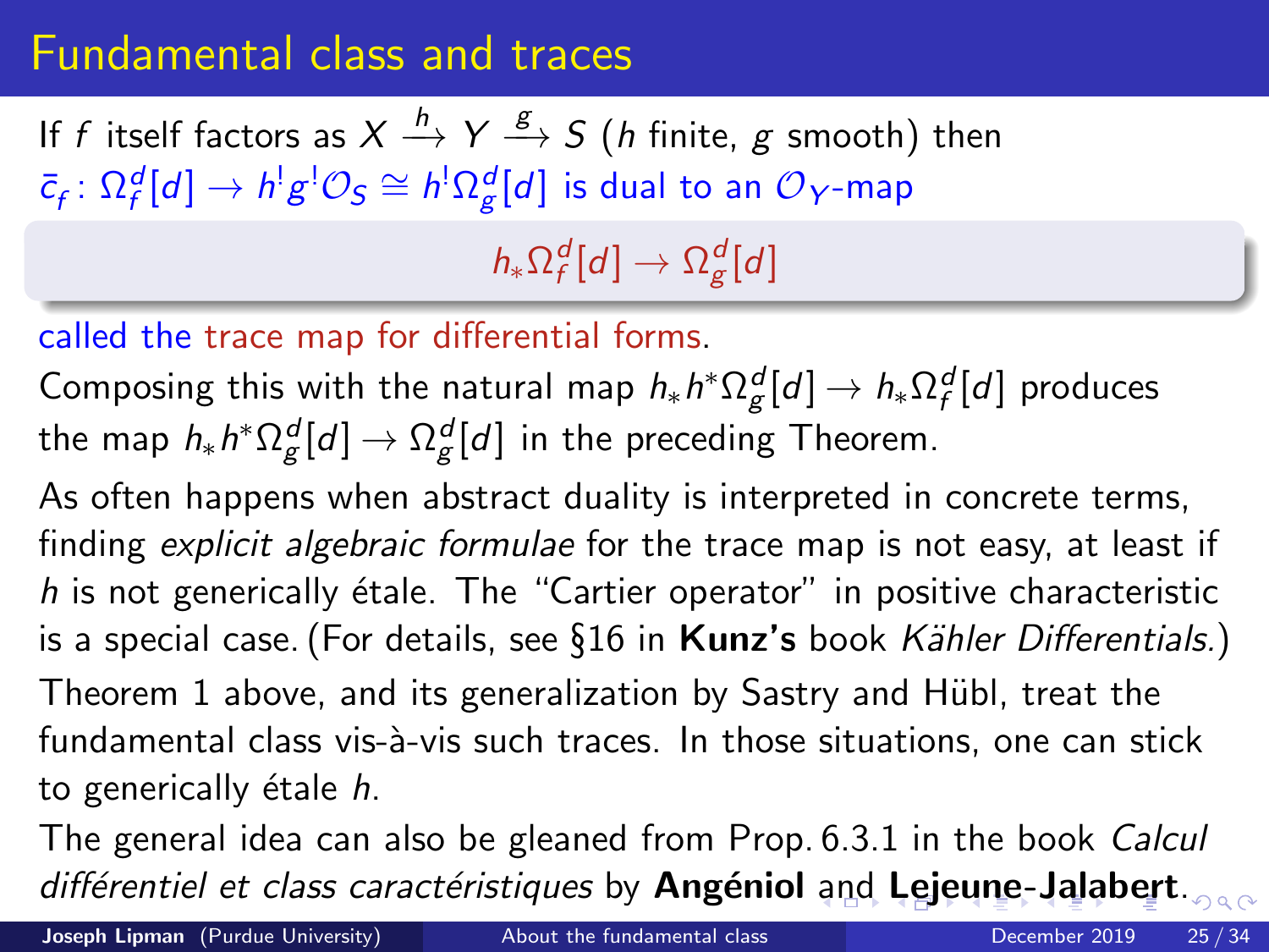# Fundamental class and traces

If $f$ itself factors as $X \xrightarrow{h} Y \xrightarrow{g} S$ ($h$ finite, $g$ smooth) then $\bar{c}_f \colon \Omega^d_f[d] \to h^! g^! \mathcal{O}_S \cong h^! \Omega^d_g[d]$ is dual to an $\mathcal{O}_Y$-map

$$h_* \Omega^d_f[d] \to \Omega^d_g[d]$$

called the trace map for differential forms.

Composing this with the natural map $h_* h^* \Omega^d_g[d] \to h_* \Omega^d_f[d]$ produces the map $h_* h^* \Omega^d_g[d] \to \Omega^d_g[d]$ in the preceding Theorem.

As often happens when abstract duality is interpreted in concrete terms, finding *explicit algebraic formulae* for the trace map is not easy, at least if $h$ is not generically étale. The "Cartier operator" in positive characteristic is a special case. (For details, see §16 in **Kunz's** book *Kähler Differentials.*)

Theorem 1 above, and its generalization by Sastry and Hübl, treat the fundamental class vis-à-vis such traces. In those situations, one can stick to generically étale $h$.

The general idea can also be gleaned from Prop. 6.3.1 in the book *Calcul différentiel et class caractéristiques* by **Angéniol** and **Lejeune-Jalabert**.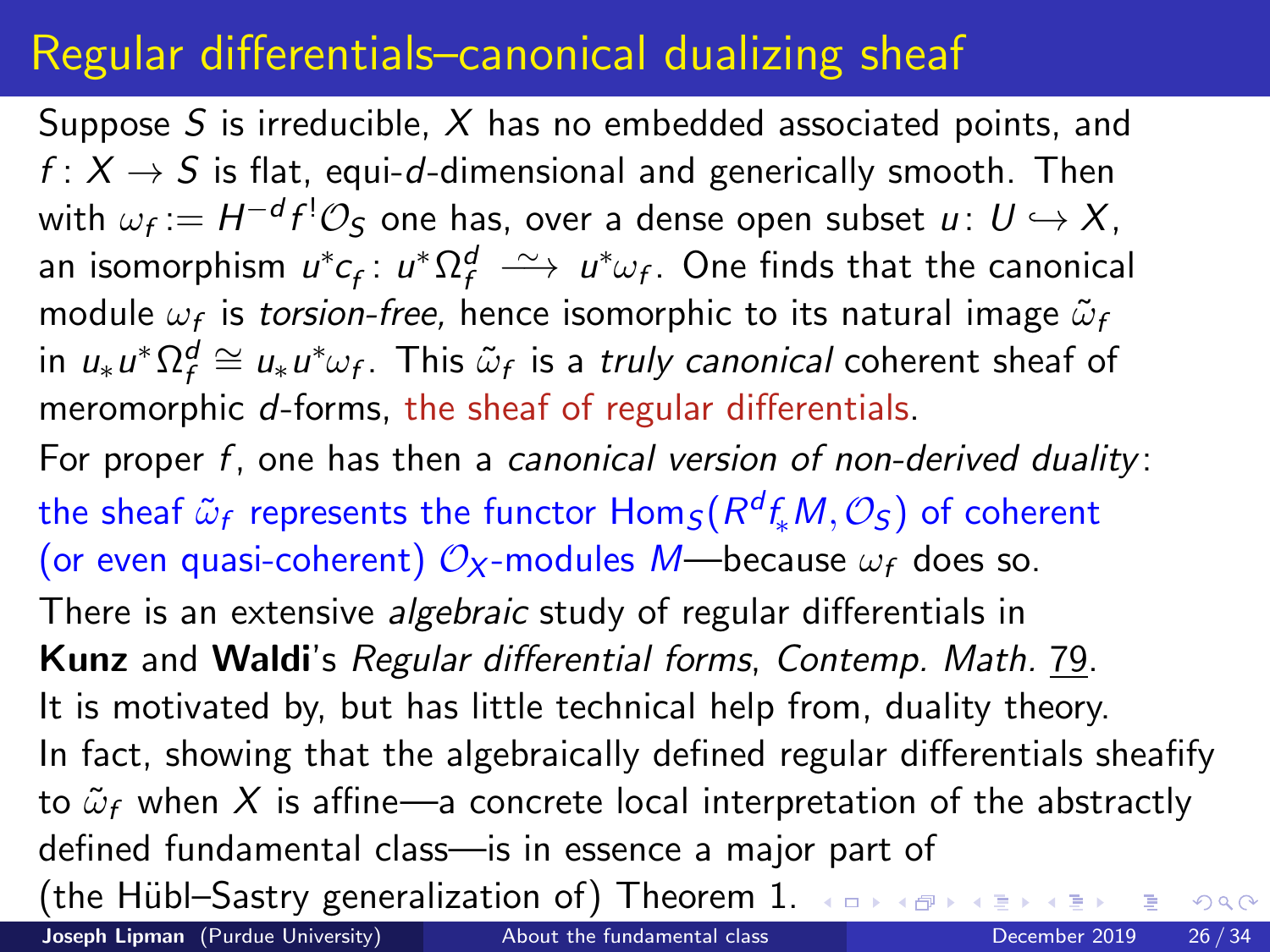# Regular differentials–canonical dualizing sheaf

Suppose $S$ is irreducible, $X$ has no embedded associated points, and $f\colon X \to S$ is flat, equi-$d$-dimensional and generically smooth. Then with $\omega_f := H^{-d} f^! \mathcal{O}_S$ one has, over a dense open subset $u\colon U \hookrightarrow X$, an isomorphism $u^* c_f\colon u^*\Omega^d_f \xrightarrow{\sim} u^*\omega_f$. One finds that the canonical module $\omega_f$ is *torsion-free,* hence isomorphic to its natural image $\tilde{\omega}_f$ in $u_*u^*\Omega^d_f \cong u_*u^*\omega_f$. This $\tilde{\omega}_f$ is a *truly canonical* coherent sheaf of meromorphic $d$-forms, the sheaf of regular differentials.

For proper $f$, one has then a *canonical version of non-derived duality*: the sheaf $\tilde{\omega}_f$ represents the functor $\mathrm{Hom}_S(R^d f_* M, \mathcal{O}_S)$ of coherent (or even quasi-coherent) $\mathcal{O}_X$-modules $M$—because $\omega_f$ does so.

There is an extensive *algebraic* study of regular differentials in **Kunz** and **Waldi**'s *Regular differential forms, Contemp. Math.* 79. It is motivated by, but has little technical help from, duality theory. In fact, showing that the algebraically defined regular differentials sheafify to $\tilde{\omega}_f$ when $X$ is affine—a concrete local interpretation of the abstractly defined fundamental class—is in essence a major part of (the Hübl–Sastry generalization of) Theorem 1.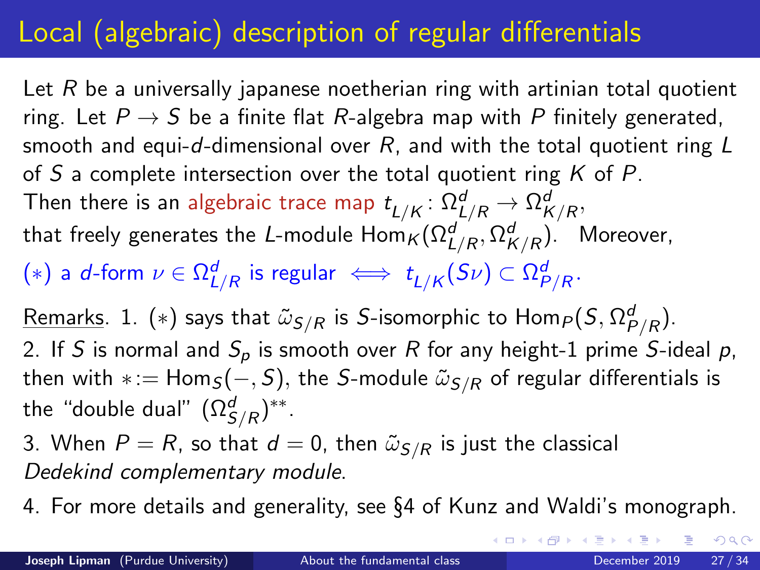# Local (algebraic) description of regular differentials

Let $R$ be a universally japanese noetherian ring with artinian total quotient ring. Let $P \to S$ be a finite flat $R$-algebra map with $P$ finitely generated, smooth and equi-$d$-dimensional over $R$, and with the total quotient ring $L$ of $S$ a complete intersection over the total quotient ring $K$ of $P$.

Then there is an algebraic trace map $t_{L/K} \colon \Omega^d_{L/R} \to \Omega^d_{K/R}$, that freely generates the $L$-module $\mathrm{Hom}_K(\Omega^d_{L/R}, \Omega^d_{K/R})$. Moreover,

$(*)$ a $d$-form $\nu \in \Omega^d_{L/R}$ is regular $\iff$ $t_{L/K}(S\nu) \subset \Omega^d_{P/R}$.

<u>Remarks</u>. 1. $(*)$ says that $\tilde{\omega}_{S/R}$ is $S$-isomorphic to $\mathrm{Hom}_P(S, \Omega^d_{P/R})$.

2. If $S$ is normal and $S_p$ is smooth over $R$ for any height-1 prime $S$-ideal $p$, then with $* := \mathrm{Hom}_S(-, S)$, the $S$-module $\tilde{\omega}_{S/R}$ of regular differentials is the "double dual" $(\Omega^d_{S/R})^{**}$.

3. When $P = R$, so that $d = 0$, then $\tilde{\omega}_{S/R}$ is just the classical *Dedekind complementary module*.

4. For more details and generality, see §4 of Kunz and Waldi's monograph.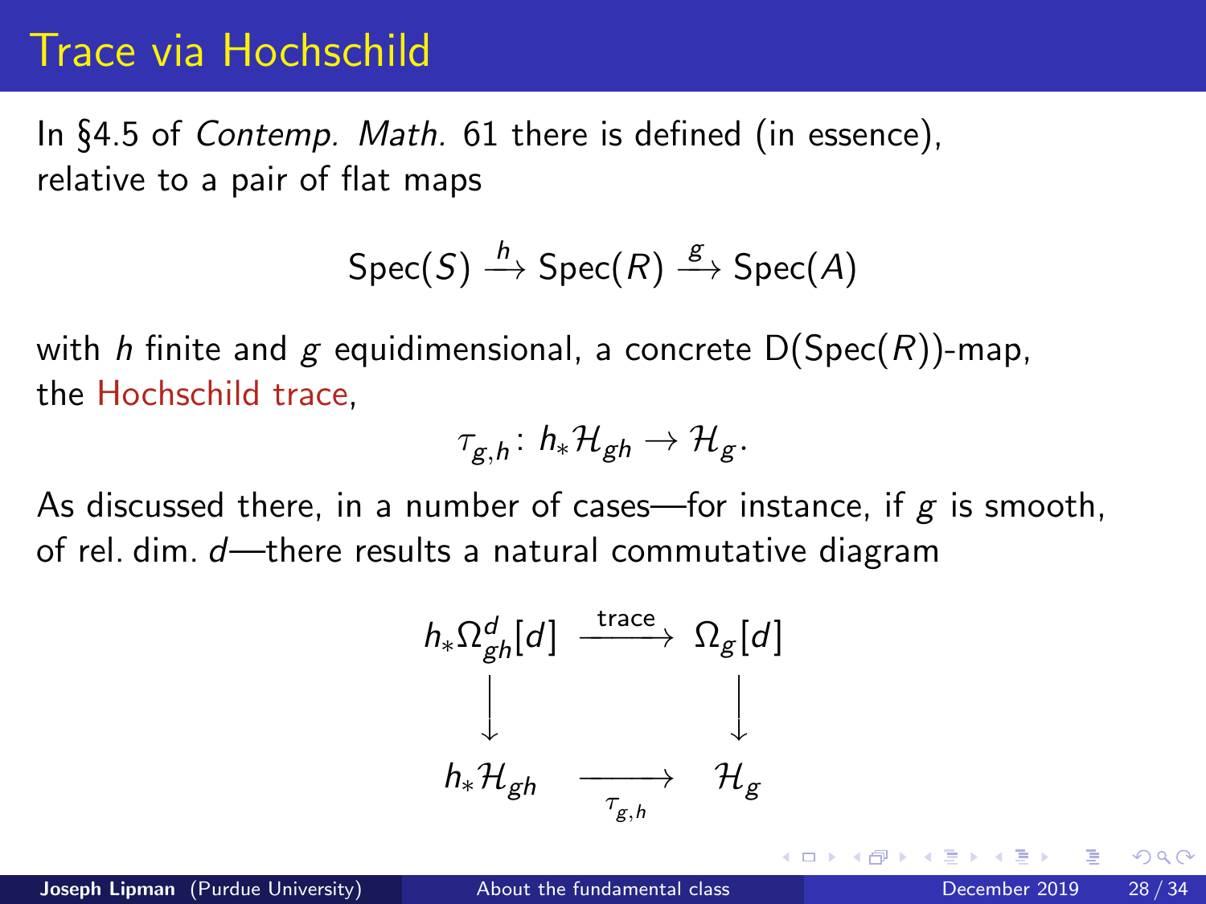# Trace via Hochschild

In §4.5 of *Contemp. Math.* 61 there is defined (in essence), relative to a pair of flat maps

$$\mathsf{Spec}(S) \xrightarrow{h} \mathsf{Spec}(R) \xrightarrow{g} \mathsf{Spec}(A)$$

with $h$ finite and $g$ equidimensional, a concrete $\mathsf{D}(\mathsf{Spec}(R))$-map, the Hochschild trace,

$$\tau_{g,h} \colon h_*\mathcal{H}_{gh} \to \mathcal{H}_g.$$

As discussed there, in a number of cases—for instance, if $g$ is smooth, of rel. dim. $d$—there results a natural commutative diagram

$$\begin{array}{ccc}
h_*\Omega^d_{gh}[d] & \xrightarrow{\text{trace}} & \Omega_g[d] \\
\big\downarrow & & \big\downarrow \\
h_*\mathcal{H}_{gh} & \xrightarrow[\tau_{g,h}]{} & \mathcal{H}_g
\end{array}$$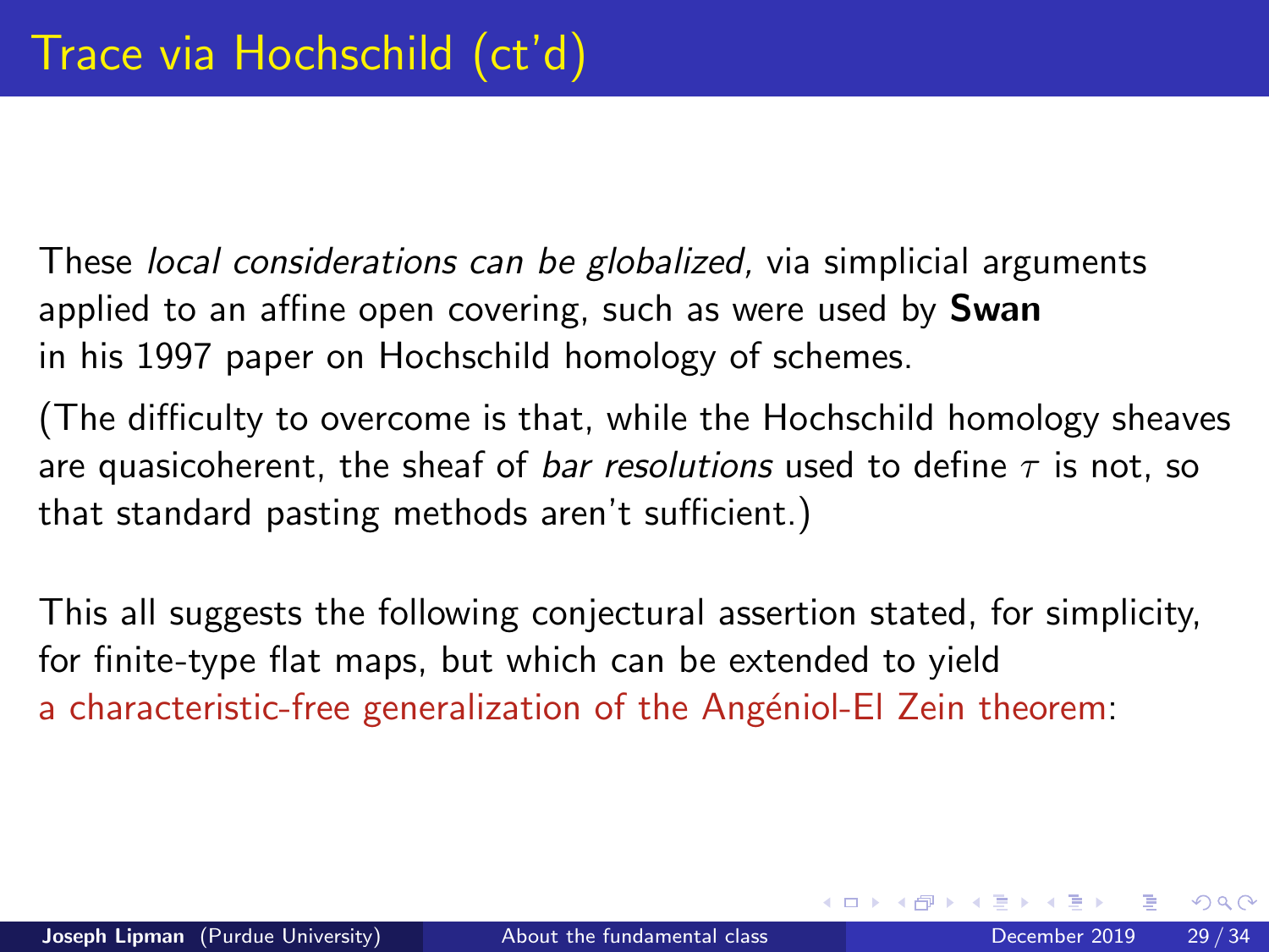# Trace via Hochschild (ct'd)

These *local considerations can be globalized,* via simplicial arguments applied to an affine open covering, such as were used by **Swan** in his 1997 paper on Hochschild homology of schemes.

(The difficulty to overcome is that, while the Hochschild homology sheaves are quasicoherent, the sheaf of *bar resolutions* used to define $\tau$ is not, so that standard pasting methods aren't sufficient.)

This all suggests the following conjectural assertion stated, for simplicity, for finite-type flat maps, but which can be extended to yield a characteristic-free generalization of the Angéniol-El Zein theorem: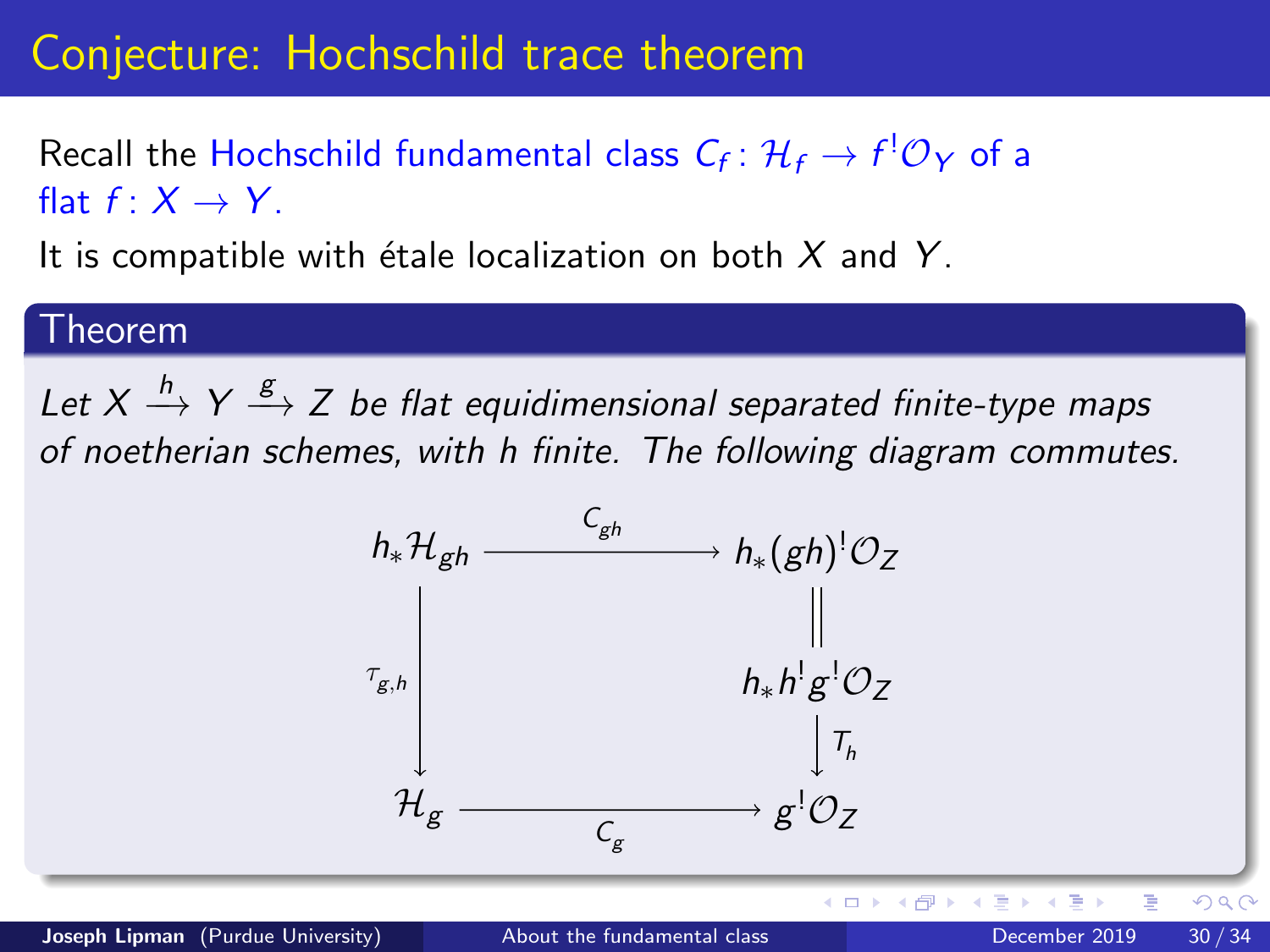# Conjecture: Hochschild trace theorem

Recall the Hochschild fundamental class $C_f\colon \mathcal{H}_f \to f^!\mathcal{O}_Y$ of a flat $f\colon X \to Y$.

It is compatible with étale localization on both $X$ and $Y$.

**Theorem**

*Let $X \xrightarrow{h} Y \xrightarrow{g} Z$ be flat equidimensional separated finite-type maps of noetherian schemes, with $h$ finite. The following diagram commutes.*

$$
\begin{array}{ccc}
h_*\mathcal{H}_{gh} & \xrightarrow{\;C_{gh}\;} & h_*(gh)^!\mathcal{O}_Z \\
 & & \| \\
\Big\downarrow{\scriptstyle \tau_{g,h}} & & h_*h^!g^!\mathcal{O}_Z \\
 & & \Big\downarrow{\scriptstyle T_h} \\
\mathcal{H}_g & \xrightarrow[\;C_g\;]{} & g^!\mathcal{O}_Z
\end{array}
$$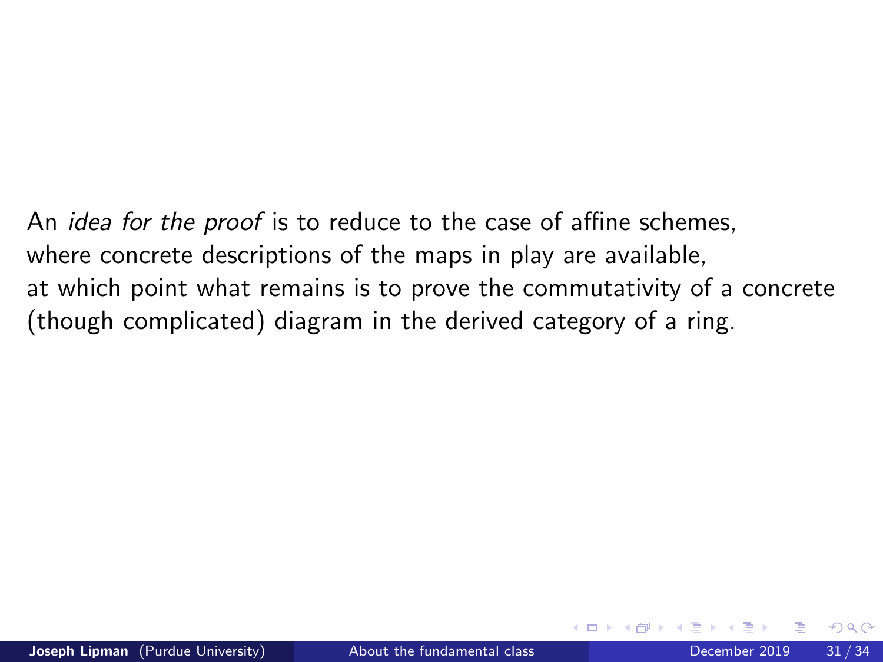An *idea for the proof* is to reduce to the case of affine schemes, where concrete descriptions of the maps in play are available, at which point what remains is to prove the commutativity of a concrete (though complicated) diagram in the derived category of a ring.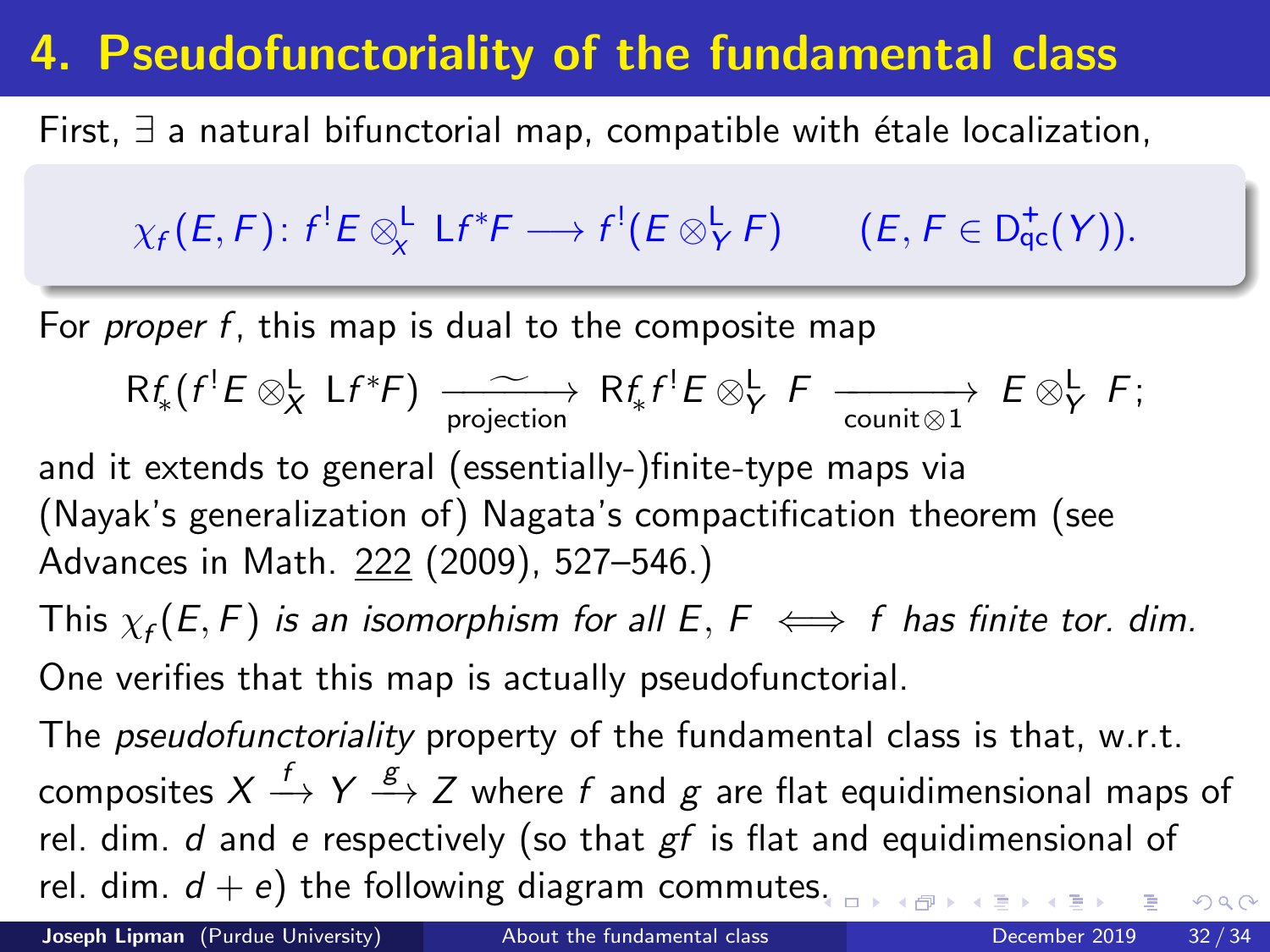# 4. Pseudofunctoriality of the fundamental class

First, $\exists$ a natural bifunctorial map, compatible with étale localization,

$$\chi_f(E,F)\colon f^!E \otimes^{\mathsf{L}}_X \mathsf{L}f^*F \longrightarrow f^!(E \otimes^{\mathsf{L}}_Y F) \qquad (E, F \in \mathsf{D}^+_{\mathrm{qc}}(Y)).$$

For *proper* $f$, this map is dual to the composite map

$$\mathsf{R}f_*(f^!E \otimes^{\mathsf{L}}_X \mathsf{L}f^*F) \xrightarrow[\text{projection}]{\sim} \mathsf{R}f_*f^!E \otimes^{\mathsf{L}}_Y F \xrightarrow[\text{counit}\otimes 1]{} E \otimes^{\mathsf{L}}_Y F;$$

and it extends to general (essentially-)finite-type maps via (Nayak's generalization of) Nagata's compactification theorem (see Advances in Math. 222 (2009), 527–546.)

This $\chi_f(E,F)$ *is an isomorphism for all* $E$, $F$ $\iff$ $f$ *has finite tor. dim.*

One verifies that this map is actually pseudofunctorial.

The *pseudofunctoriality* property of the fundamental class is that, w.r.t. composites $X \xrightarrow{f} Y \xrightarrow{g} Z$ where $f$ and $g$ are flat equidimensional maps of rel. dim. $d$ and $e$ respectively (so that $gf$ is flat and equidimensional of rel. dim. $d+e$) the following diagram commutes.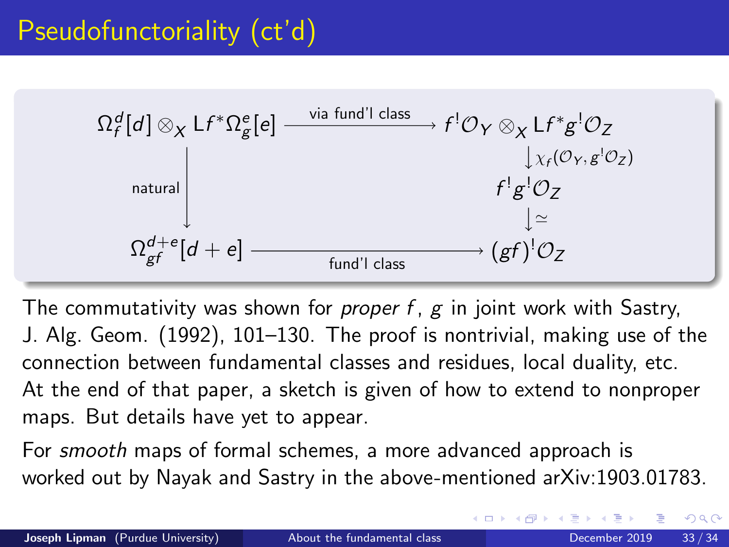# Pseudofunctoriality (ct'd)

$$
\begin{array}{ccc}
\Omega_f^d[d] \otimes_X \mathsf{L}f^*\Omega_g^e[e] & \xrightarrow{\text{via fund'l class}} & f^!\mathcal{O}_Y \otimes_X \mathsf{L}f^*g^!\mathcal{O}_Z \\
& & \big\downarrow \chi_f(\mathcal{O}_Y, g^!\mathcal{O}_Z) \\
\text{natural} \big\downarrow & & f^!g^!\mathcal{O}_Z \\
& & \big\downarrow \simeq \\
\Omega_{gf}^{d+e}[d+e] & \xrightarrow[\text{fund'l class}]{} & (gf)^!\mathcal{O}_Z
\end{array}
$$

The commutativity was shown for *proper* $f$, $g$ in joint work with Sastry, J. Alg. Geom. (1992), 101–130. The proof is nontrivial, making use of the connection between fundamental classes and residues, local duality, etc. At the end of that paper, a sketch is given of how to extend to nonproper maps. But details have yet to appear.

For *smooth* maps of formal schemes, a more advanced approach is worked out by Nayak and Sastry in the above-mentioned arXiv:1903.01783.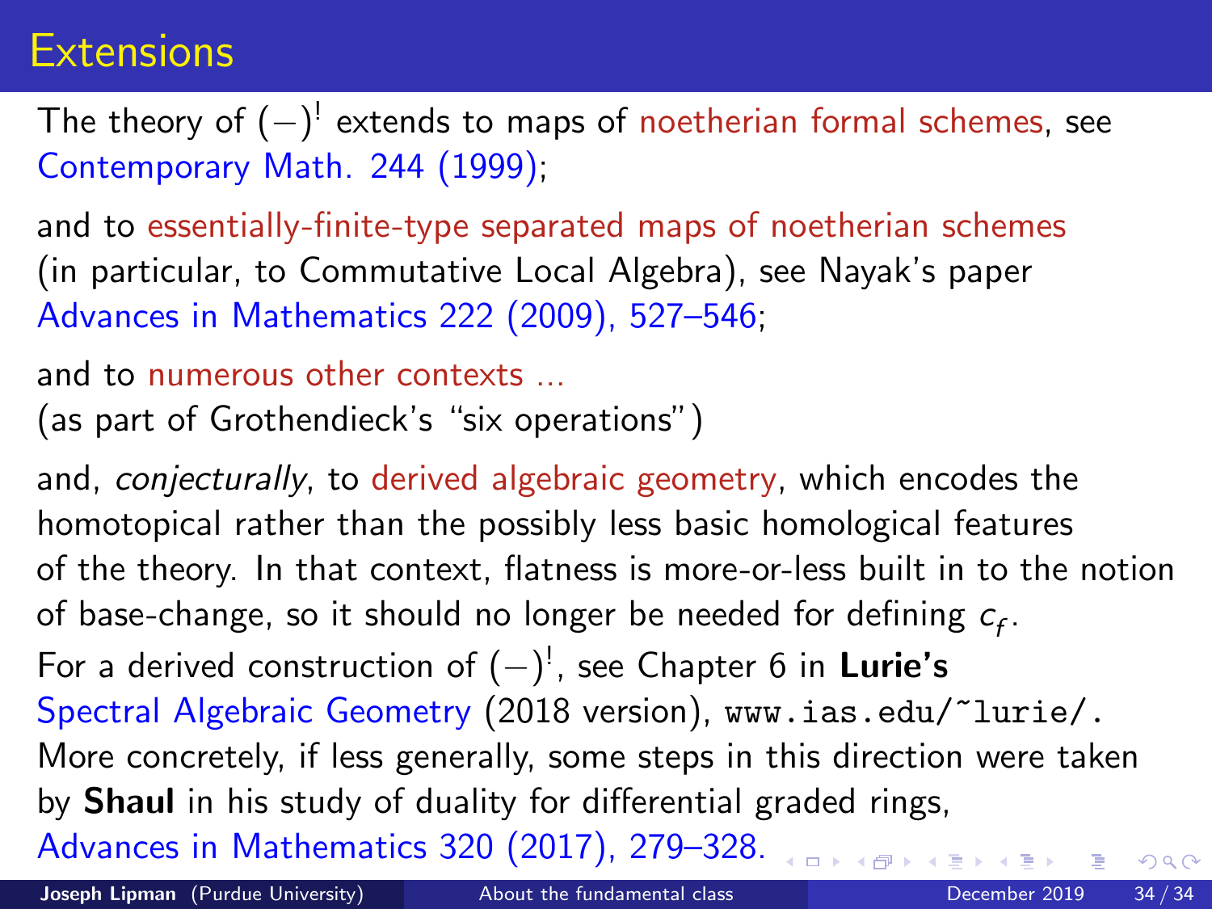# Extensions

The theory of $(-)^!$ extends to maps of noetherian formal schemes, see Contemporary Math. 244 (1999);

and to essentially-finite-type separated maps of noetherian schemes (in particular, to Commutative Local Algebra), see Nayak's paper Advances in Mathematics 222 (2009), 527–546;

and to numerous other contexts ...
(as part of Grothendieck's "six operations")

and, *conjecturally*, to derived algebraic geometry, which encodes the homotopical rather than the possibly less basic homological features of the theory. In that context, flatness is more-or-less built in to the notion of base-change, so it should no longer be needed for defining $c_f$.
For a derived construction of $(-)^!$, see Chapter 6 in **Lurie's** Spectral Algebraic Geometry (2018 version), `www.ias.edu/~lurie/`.
More concretely, if less generally, some steps in this direction were taken by **Shaul** in his study of duality for differential graded rings, Advances in Mathematics 320 (2017), 279–328.